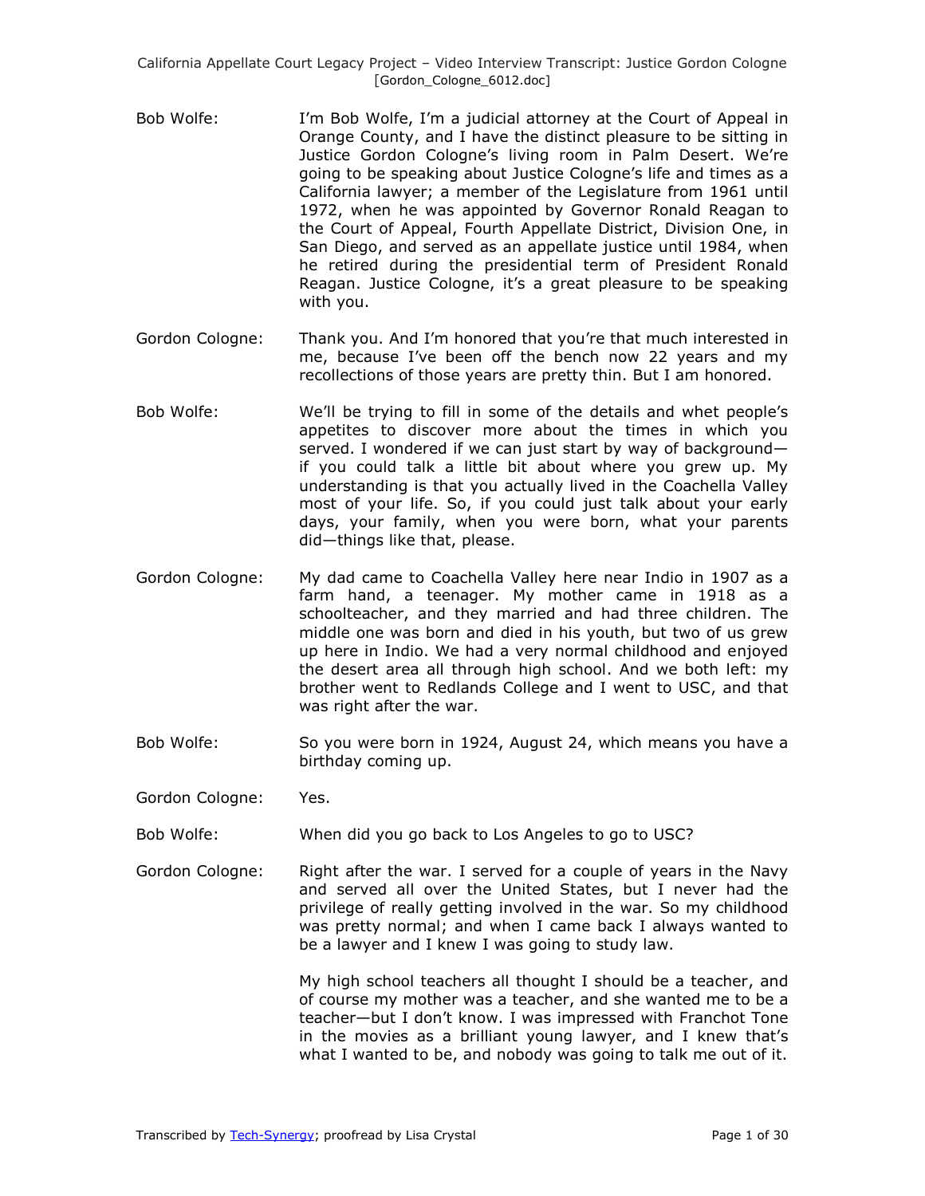Bob Wolfe: I'm Bob Wolfe, I'm a judicial attorney at the Court of Appeal in Orange County, and I have the distinct pleasure to be sitting in Justice Gordon Cologne's living room in Palm Desert. We're going to be speaking about Justice Cologne's life and times as a California lawyer; a member of the Legislature from 1961 until 1972, when he was appointed by Governor Ronald Reagan to the Court of Appeal, Fourth Appellate District, Division One, in San Diego, and served as an appellate justice until 1984, when he retired during the presidential term of President Ronald Reagan. Justice Cologne, it's a great pleasure to be speaking with you.

Gordon Cologne: Thank you. And I'm honored that you're that much interested in me, because I've been off the bench now 22 years and my recollections of those years are pretty thin. But I am honored.

Bob Wolfe: We'll be trying to fill in some of the details and whet people's appetites to discover more about the times in which you served. I wondered if we can just start by way of background—if you could talk a little bit about where you grew up. My understanding is that you actually lived in the Coachella Valley most of your life. So, if you could just talk about your early days, your family, when you were born, what your parents did—things like that, please.

Gordon Cologne: My dad came to Coachella Valley here near Indio in 1907 as a farm hand, a teenager. My mother came in 1918 as a schoolteacher, and they married and had three children. The middle one was born and died in his youth, but two of us grew up here in Indio. We had a very normal childhood and enjoyed the desert area all through high school. And we both left: my brother went to Redlands College and I went to USC, and that was right after the war.

Bob Wolfe: So you were born in 1924, August 24, which means you have a birthday coming up.

Gordon Cologne: Yes.

Bob Wolfe: When did you go back to Los Angeles to go to USC?

Gordon Cologne: Right after the war. I served for a couple of years in the Navy and served all over the United States, but I never had the privilege of really getting involved in the war. So my childhood was pretty normal; and when I came back I always wanted to be a lawyer and I knew I was going to study law.

My high school teachers all thought I should be a teacher, and of course my mother was a teacher, and she wanted me to be a teacher—but I don't know. I was impressed with Franchot Tone in the movies as a brilliant young lawyer, and I knew that's what I wanted to be, and nobody was going to talk me out of it.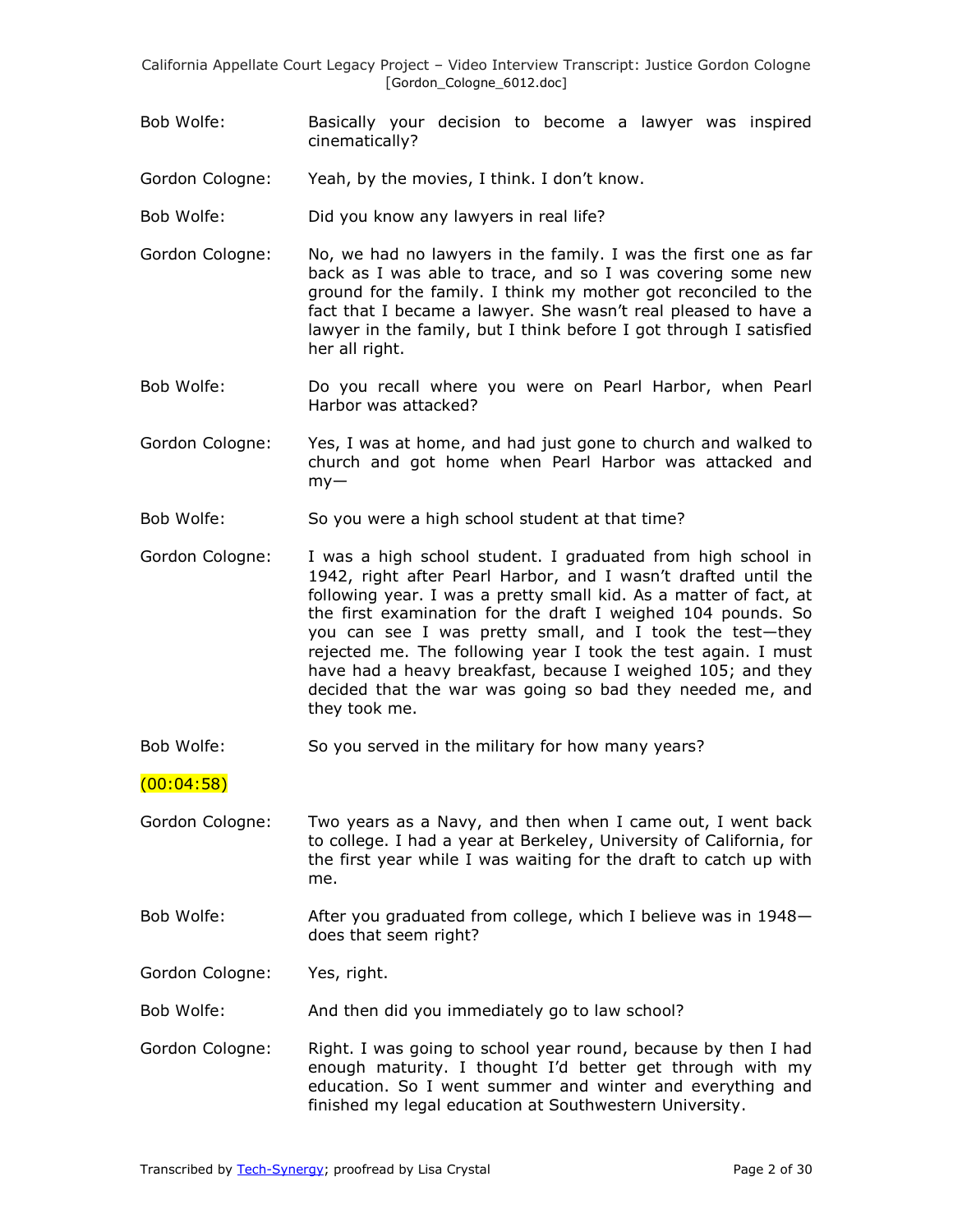Bob Wolfe: Basically your decision to become a lawyer was inspired cinematically?

Gordon Cologne: Yeah, by the movies, I think. I don't know.

Bob Wolfe: Did you know any lawyers in real life?

Gordon Cologne: No, we had no lawyers in the family. I was the first one as far back as I was able to trace, and so I was covering some new ground for the family. I think my mother got reconciled to the fact that I became a lawyer. She wasn't real pleased to have a lawyer in the family, but I think before I got through I satisfied her all right.

Bob Wolfe: Do you recall where you were on Pearl Harbor, when Pearl Harbor was attacked?

Gordon Cologne: Yes, I was at home, and had just gone to church and walked to church and got home when Pearl Harbor was attacked and my—

Bob Wolfe: So you were a high school student at that time?

Gordon Cologne: I was a high school student. I graduated from high school in 1942, right after Pearl Harbor, and I wasn't drafted until the following year. I was a pretty small kid. As a matter of fact, at the first examination for the draft I weighed 104 pounds. So you can see I was pretty small, and I took the test—they rejected me. The following year I took the test again. I must have had a heavy breakfast, because I weighed 105; and they decided that the war was going so bad they needed me, and they took me.

Bob Wolfe: So you served in the military for how many years?

(00:04:58)

Gordon Cologne: Two years as a Navy, and then when I came out, I went back to college. I had a year at Berkeley, University of California, for the first year while I was waiting for the draft to catch up with me.

Bob Wolfe: After you graduated from college, which I believe was in 1948—does that seem right?

Gordon Cologne: Yes, right.

Bob Wolfe: And then did you immediately go to law school?

Gordon Cologne: Right. I was going to school year round, because by then I had enough maturity. I thought I'd better get through with my education. So I went summer and winter and everything and finished my legal education at Southwestern University.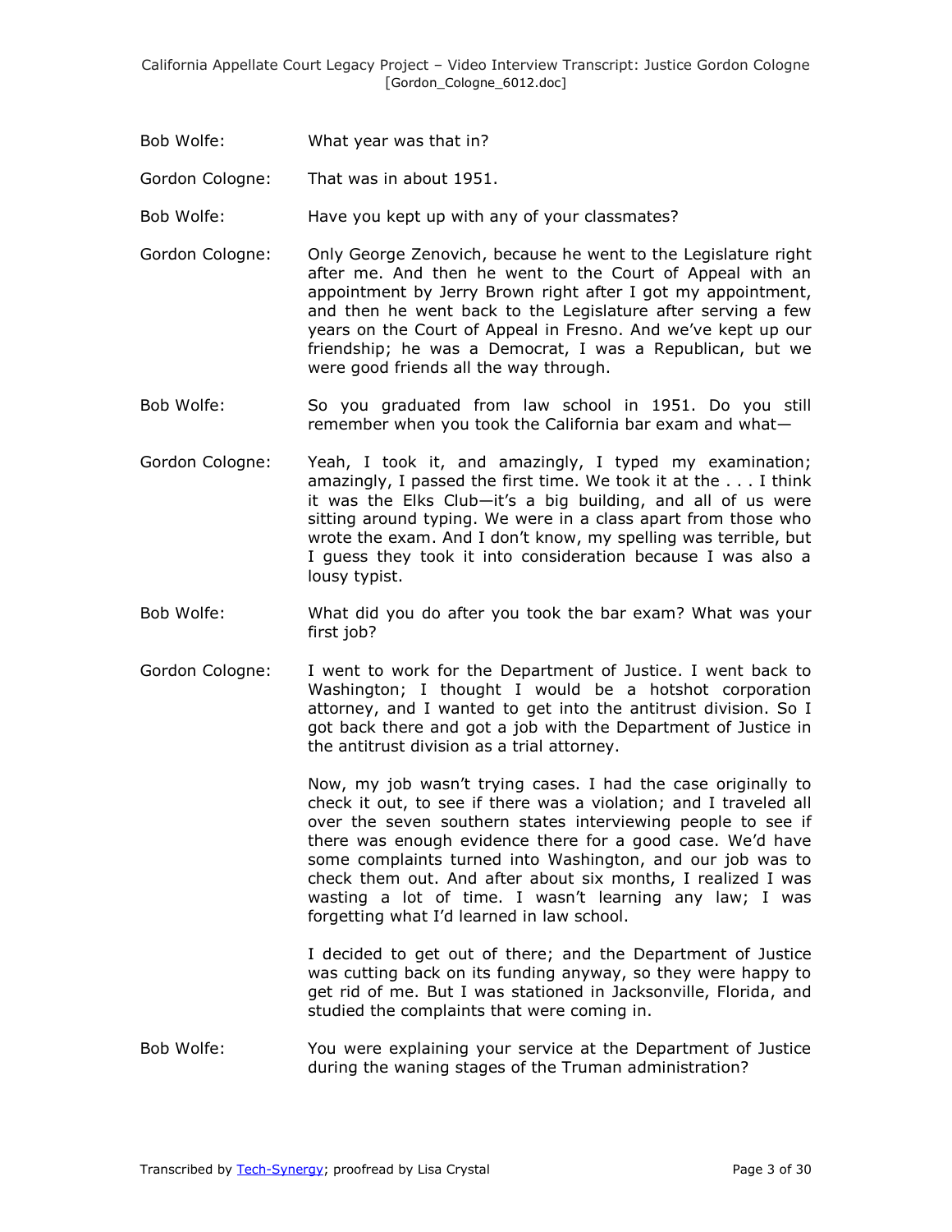Bob Wolfe: What year was that in?

Gordon Cologne: That was in about 1951.

Bob Wolfe: Have you kept up with any of your classmates?

Gordon Cologne: Only George Zenovich, because he went to the Legislature right after me. And then he went to the Court of Appeal with an appointment by Jerry Brown right after I got my appointment, and then he went back to the Legislature after serving a few years on the Court of Appeal in Fresno. And we've kept up our friendship; he was a Democrat, I was a Republican, but we were good friends all the way through.

Bob Wolfe: So you graduated from law school in 1951. Do you still remember when you took the California bar exam and what—

Gordon Cologne: Yeah, I took it, and amazingly, I typed my examination; amazingly, I passed the first time. We took it at the . . . I think it was the Elks Club—it's a big building, and all of us were sitting around typing. We were in a class apart from those who wrote the exam. And I don't know, my spelling was terrible, but I guess they took it into consideration because I was also a lousy typist.

Bob Wolfe: What did you do after you took the bar exam? What was your first job?

Gordon Cologne: I went to work for the Department of Justice. I went back to Washington; I thought I would be a hotshot corporation attorney, and I wanted to get into the antitrust division. So I got back there and got a job with the Department of Justice in the antitrust division as a trial attorney.

Now, my job wasn't trying cases. I had the case originally to check it out, to see if there was a violation; and I traveled all over the seven southern states interviewing people to see if there was enough evidence there for a good case. We'd have some complaints turned into Washington, and our job was to check them out. And after about six months, I realized I was wasting a lot of time. I wasn't learning any law; I was forgetting what I'd learned in law school.

I decided to get out of there; and the Department of Justice was cutting back on its funding anyway, so they were happy to get rid of me. But I was stationed in Jacksonville, Florida, and studied the complaints that were coming in.

Bob Wolfe: You were explaining your service at the Department of Justice during the waning stages of the Truman administration?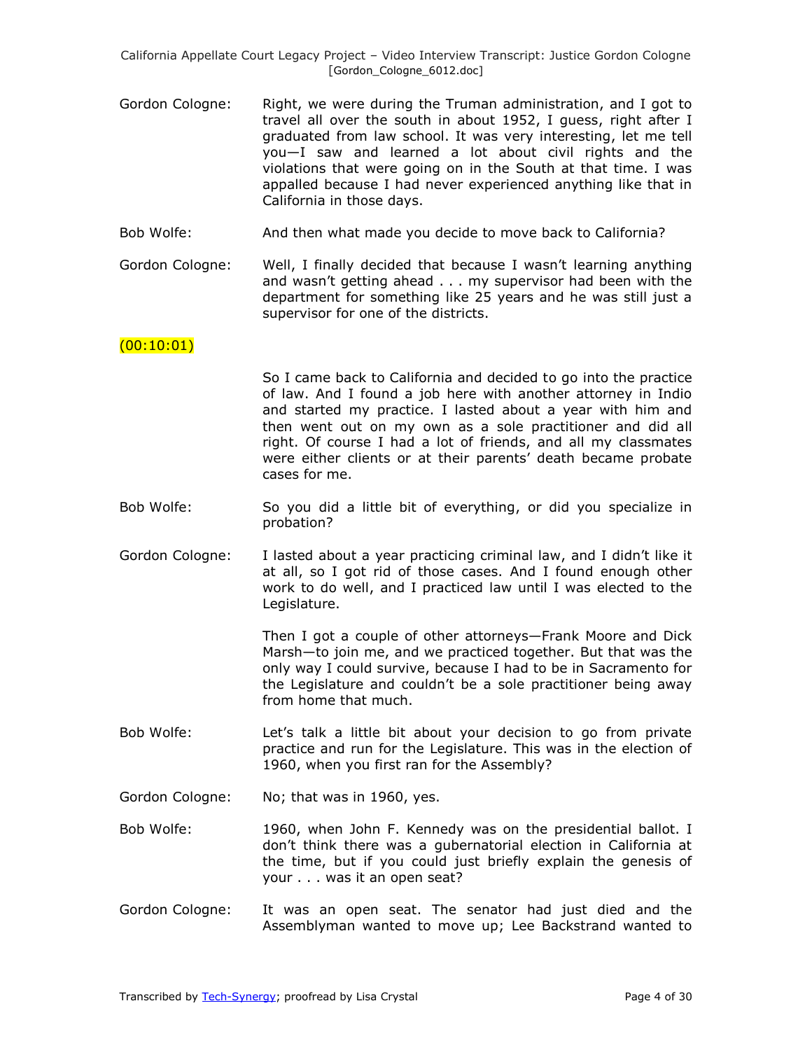Gordon Cologne: Right, we were during the Truman administration, and I got to travel all over the south in about 1952, I guess, right after I graduated from law school. It was very interesting, let me tell you—I saw and learned a lot about civil rights and the violations that were going on in the South at that time. I was appalled because I had never experienced anything like that in California in those days.

Bob Wolfe: And then what made you decide to move back to California?

Gordon Cologne: Well, I finally decided that because I wasn't learning anything and wasn't getting ahead . . . my supervisor had been with the department for something like 25 years and he was still just a supervisor for one of the districts.

(00:10:01)

So I came back to California and decided to go into the practice of law. And I found a job here with another attorney in Indio and started my practice. I lasted about a year with him and then went out on my own as a sole practitioner and did all right. Of course I had a lot of friends, and all my classmates were either clients or at their parents' death became probate cases for me.

Bob Wolfe: So you did a little bit of everything, or did you specialize in probation?

Gordon Cologne: I lasted about a year practicing criminal law, and I didn't like it at all, so I got rid of those cases. And I found enough other work to do well, and I practiced law until I was elected to the Legislature.

Then I got a couple of other attorneys—Frank Moore and Dick Marsh—to join me, and we practiced together. But that was the only way I could survive, because I had to be in Sacramento for the Legislature and couldn't be a sole practitioner being away from home that much.

Bob Wolfe: Let's talk a little bit about your decision to go from private practice and run for the Legislature. This was in the election of 1960, when you first ran for the Assembly?

Gordon Cologne: No; that was in 1960, yes.

Bob Wolfe: 1960, when John F. Kennedy was on the presidential ballot. I don't think there was a gubernatorial election in California at the time, but if you could just briefly explain the genesis of your . . . was it an open seat?

Gordon Cologne: It was an open seat. The senator had just died and the Assemblyman wanted to move up; Lee Backstrand wanted to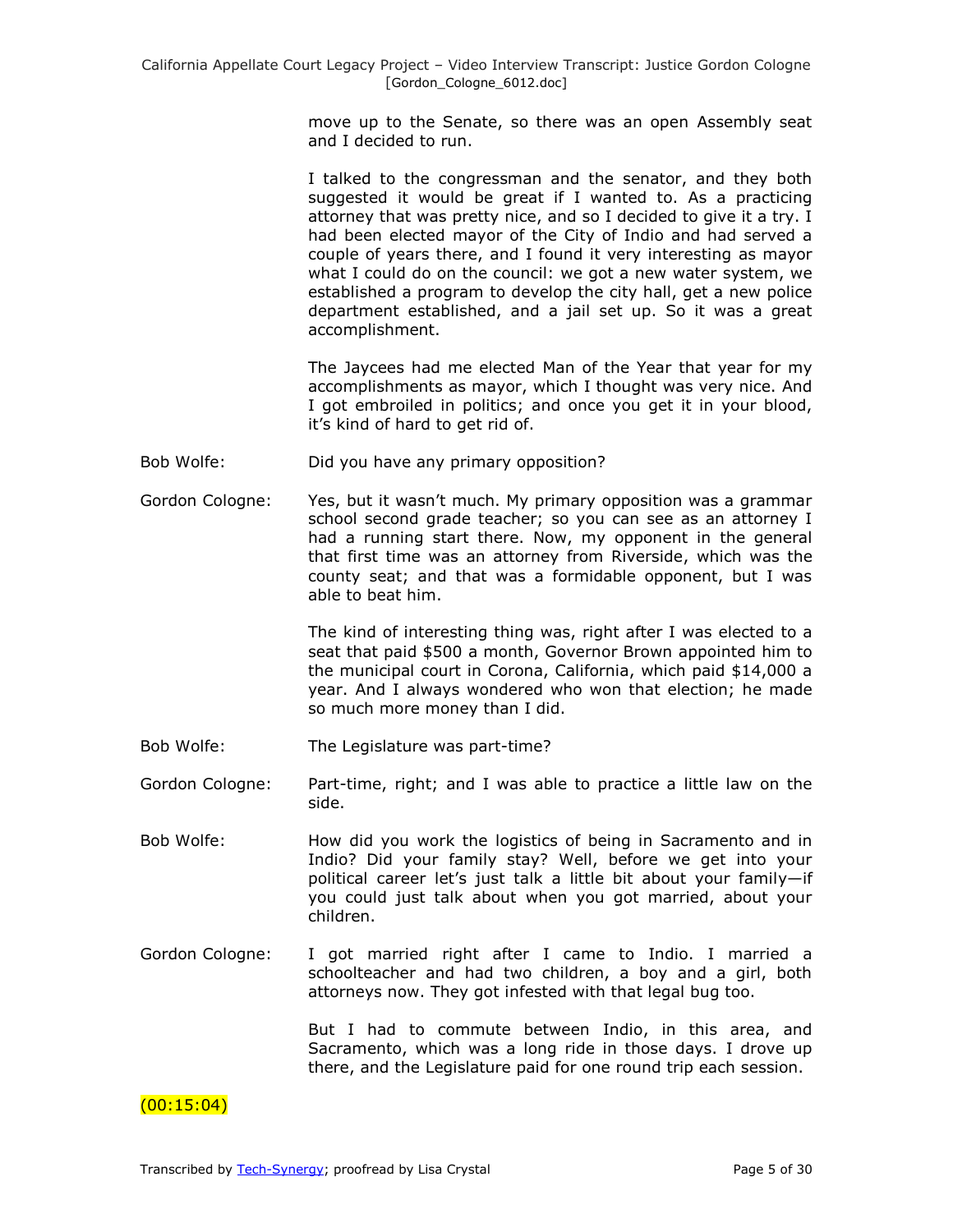move up to the Senate, so there was an open Assembly seat and I decided to run.

I talked to the congressman and the senator, and they both suggested it would be great if I wanted to. As a practicing attorney that was pretty nice, and so I decided to give it a try. I had been elected mayor of the City of Indio and had served a couple of years there, and I found it very interesting as mayor what I could do on the council: we got a new water system, we established a program to develop the city hall, get a new police department established, and a jail set up. So it was a great accomplishment.

The Jaycees had me elected Man of the Year that year for my accomplishments as mayor, which I thought was very nice. And I got embroiled in politics; and once you get it in your blood, it's kind of hard to get rid of.

Bob Wolfe: Did you have any primary opposition?

Gordon Cologne: Yes, but it wasn't much. My primary opposition was a grammar school second grade teacher; so you can see as an attorney I had a running start there. Now, my opponent in the general that first time was an attorney from Riverside, which was the county seat; and that was a formidable opponent, but I was able to beat him.

The kind of interesting thing was, right after I was elected to a seat that paid $500 a month, Governor Brown appointed him to the municipal court in Corona, California, which paid $14,000 a year. And I always wondered who won that election; he made so much more money than I did.

Bob Wolfe: The Legislature was part-time?

Gordon Cologne: Part-time, right; and I was able to practice a little law on the side.

Bob Wolfe: How did you work the logistics of being in Sacramento and in Indio? Did your family stay? Well, before we get into your political career let's just talk a little bit about your family—if you could just talk about when you got married, about your children.

Gordon Cologne: I got married right after I came to Indio. I married a schoolteacher and had two children, a boy and a girl, both attorneys now. They got infested with that legal bug too.

But I had to commute between Indio, in this area, and Sacramento, which was a long ride in those days. I drove up there, and the Legislature paid for one round trip each session.

(00:15:04)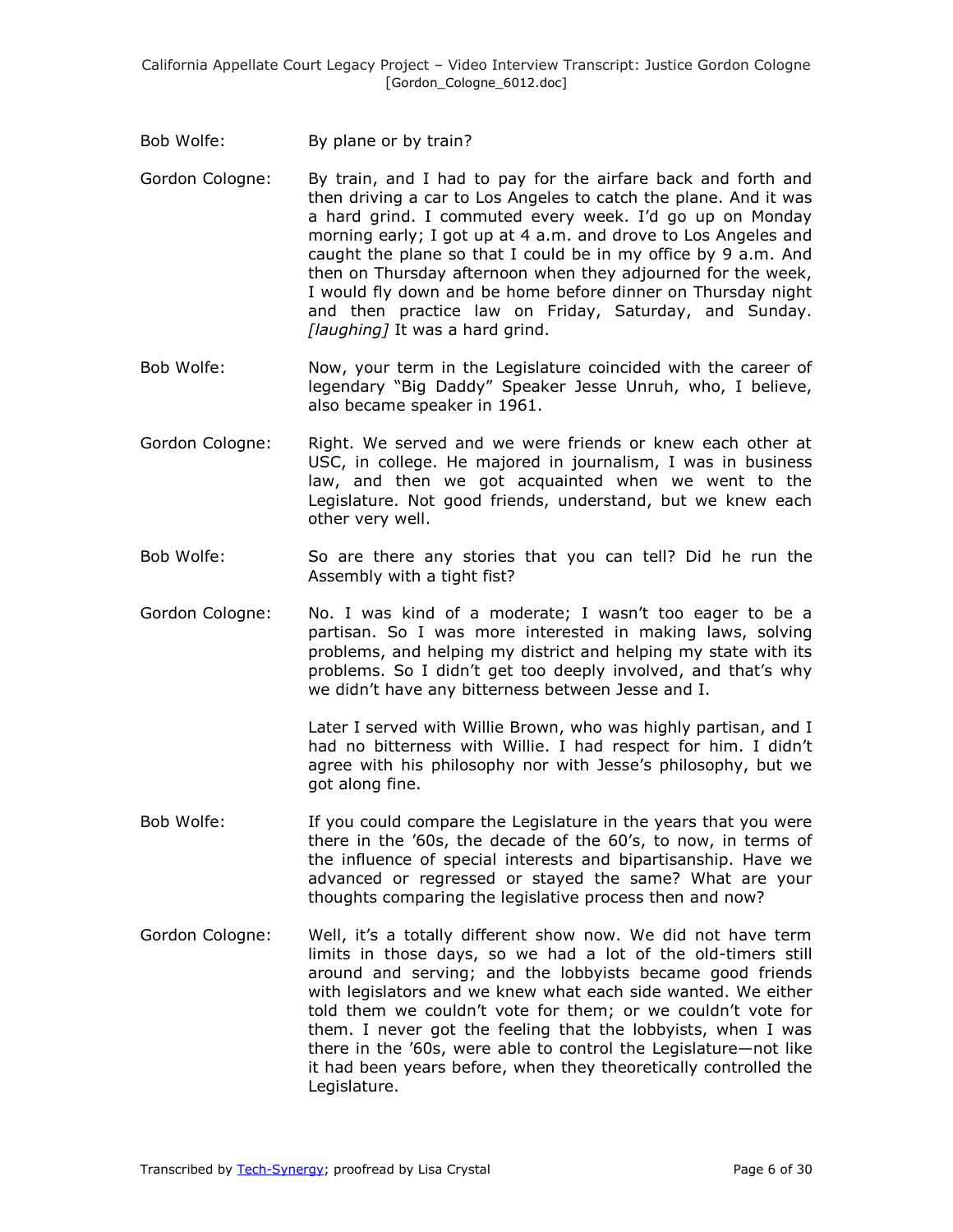Bob Wolfe: By plane or by train?

Gordon Cologne: By train, and I had to pay for the airfare back and forth and then driving a car to Los Angeles to catch the plane. And it was a hard grind. I commuted every week. I'd go up on Monday morning early; I got up at 4 a.m. and drove to Los Angeles and caught the plane so that I could be in my office by 9 a.m. And then on Thursday afternoon when they adjourned for the week, I would fly down and be home before dinner on Thursday night and then practice law on Friday, Saturday, and Sunday. *[laughing]* It was a hard grind.

Bob Wolfe: Now, your term in the Legislature coincided with the career of legendary "Big Daddy" Speaker Jesse Unruh, who, I believe, also became speaker in 1961.

Gordon Cologne: Right. We served and we were friends or knew each other at USC, in college. He majored in journalism, I was in business law, and then we got acquainted when we went to the Legislature. Not good friends, understand, but we knew each other very well.

Bob Wolfe: So are there any stories that you can tell? Did he run the Assembly with a tight fist?

Gordon Cologne: No. I was kind of a moderate; I wasn't too eager to be a partisan. So I was more interested in making laws, solving problems, and helping my district and helping my state with its problems. So I didn't get too deeply involved, and that's why we didn't have any bitterness between Jesse and I.

Later I served with Willie Brown, who was highly partisan, and I had no bitterness with Willie. I had respect for him. I didn't agree with his philosophy nor with Jesse's philosophy, but we got along fine.

Bob Wolfe: If you could compare the Legislature in the years that you were there in the '60s, the decade of the 60's, to now, in terms of the influence of special interests and bipartisanship. Have we advanced or regressed or stayed the same? What are your thoughts comparing the legislative process then and now?

Gordon Cologne: Well, it's a totally different show now. We did not have term limits in those days, so we had a lot of the old-timers still around and serving; and the lobbyists became good friends with legislators and we knew what each side wanted. We either told them we couldn't vote for them; or we couldn't vote for them. I never got the feeling that the lobbyists, when I was there in the '60s, were able to control the Legislature—not like it had been years before, when they theoretically controlled the Legislature.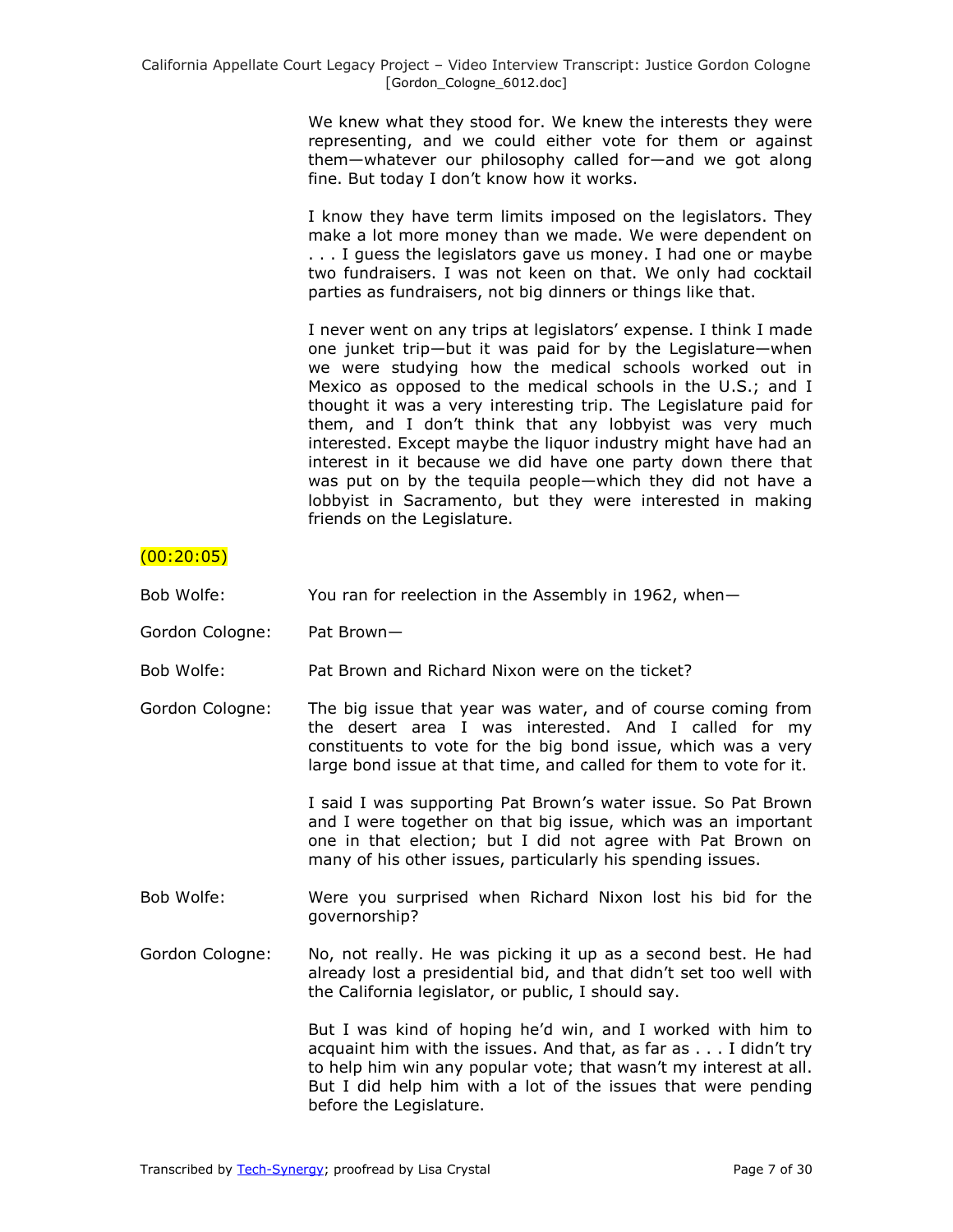We knew what they stood for. We knew the interests they were representing, and we could either vote for them or against them—whatever our philosophy called for—and we got along fine. But today I don't know how it works.

I know they have term limits imposed on the legislators. They make a lot more money than we made. We were dependent on . . . I guess the legislators gave us money. I had one or maybe two fundraisers. I was not keen on that. We only had cocktail parties as fundraisers, not big dinners or things like that.

I never went on any trips at legislators' expense. I think I made one junket trip—but it was paid for by the Legislature—when we were studying how the medical schools worked out in Mexico as opposed to the medical schools in the U.S.; and I thought it was a very interesting trip. The Legislature paid for them, and I don't think that any lobbyist was very much interested. Except maybe the liquor industry might have had an interest in it because we did have one party down there that was put on by the tequila people—which they did not have a lobbyist in Sacramento, but they were interested in making friends on the Legislature.

(00:20:05)

Bob Wolfe: You ran for reelection in the Assembly in 1962, when—

Gordon Cologne: Pat Brown—

Bob Wolfe: Pat Brown and Richard Nixon were on the ticket?

Gordon Cologne: The big issue that year was water, and of course coming from the desert area I was interested. And I called for my constituents to vote for the big bond issue, which was a very large bond issue at that time, and called for them to vote for it.

I said I was supporting Pat Brown's water issue. So Pat Brown and I were together on that big issue, which was an important one in that election; but I did not agree with Pat Brown on many of his other issues, particularly his spending issues.

Bob Wolfe: Were you surprised when Richard Nixon lost his bid for the governorship?

Gordon Cologne: No, not really. He was picking it up as a second best. He had already lost a presidential bid, and that didn't set too well with the California legislator, or public, I should say.

But I was kind of hoping he'd win, and I worked with him to acquaint him with the issues. And that, as far as . . . I didn't try to help him win any popular vote; that wasn't my interest at all. But I did help him with a lot of the issues that were pending before the Legislature.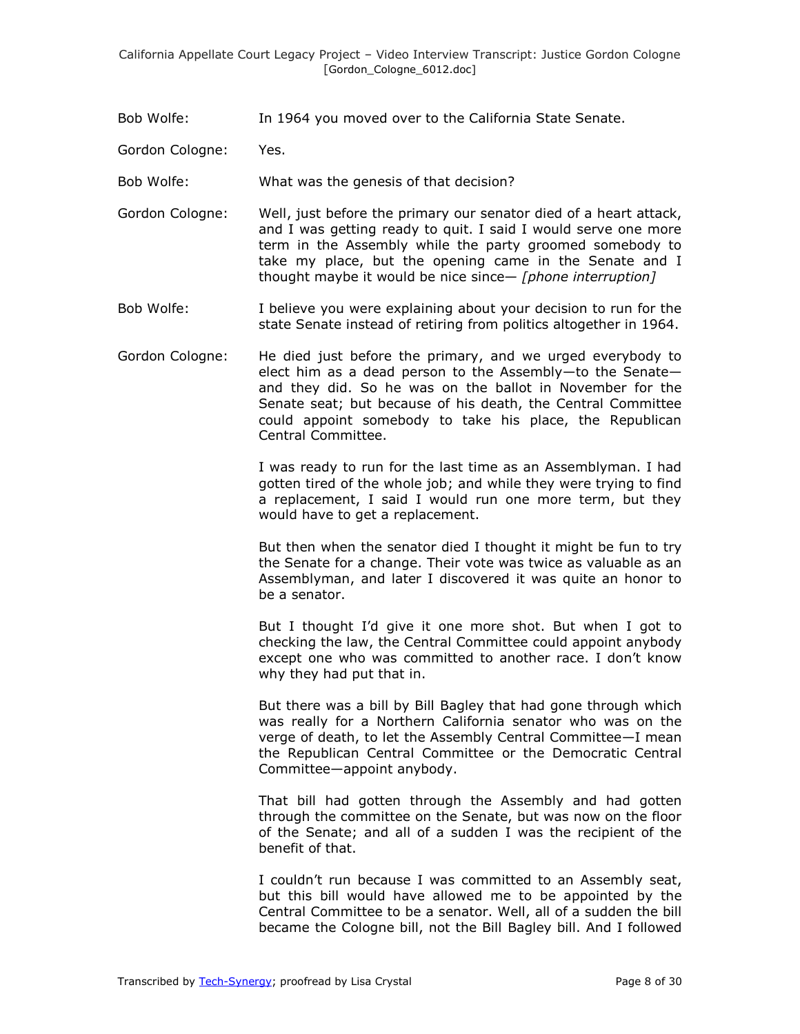Bob Wolfe: In 1964 you moved over to the California State Senate.

Gordon Cologne: Yes.

Bob Wolfe: What was the genesis of that decision?

Gordon Cologne: Well, just before the primary our senator died of a heart attack, and I was getting ready to quit. I said I would serve one more term in the Assembly while the party groomed somebody to take my place, but the opening came in the Senate and I thought maybe it would be nice since— *[phone interruption]*

Bob Wolfe: I believe you were explaining about your decision to run for the state Senate instead of retiring from politics altogether in 1964.

Gordon Cologne: He died just before the primary, and we urged everybody to elect him as a dead person to the Assembly—to the Senate—and they did. So he was on the ballot in November for the Senate seat; but because of his death, the Central Committee could appoint somebody to take his place, the Republican Central Committee.

I was ready to run for the last time as an Assemblyman. I had gotten tired of the whole job; and while they were trying to find a replacement, I said I would run one more term, but they would have to get a replacement.

But then when the senator died I thought it might be fun to try the Senate for a change. Their vote was twice as valuable as an Assemblyman, and later I discovered it was quite an honor to be a senator.

But I thought I'd give it one more shot. But when I got to checking the law, the Central Committee could appoint anybody except one who was committed to another race. I don't know why they had put that in.

But there was a bill by Bill Bagley that had gone through which was really for a Northern California senator who was on the verge of death, to let the Assembly Central Committee—I mean the Republican Central Committee or the Democratic Central Committee—appoint anybody.

That bill had gotten through the Assembly and had gotten through the committee on the Senate, but was now on the floor of the Senate; and all of a sudden I was the recipient of the benefit of that.

I couldn't run because I was committed to an Assembly seat, but this bill would have allowed me to be appointed by the Central Committee to be a senator. Well, all of a sudden the bill became the Cologne bill, not the Bill Bagley bill. And I followed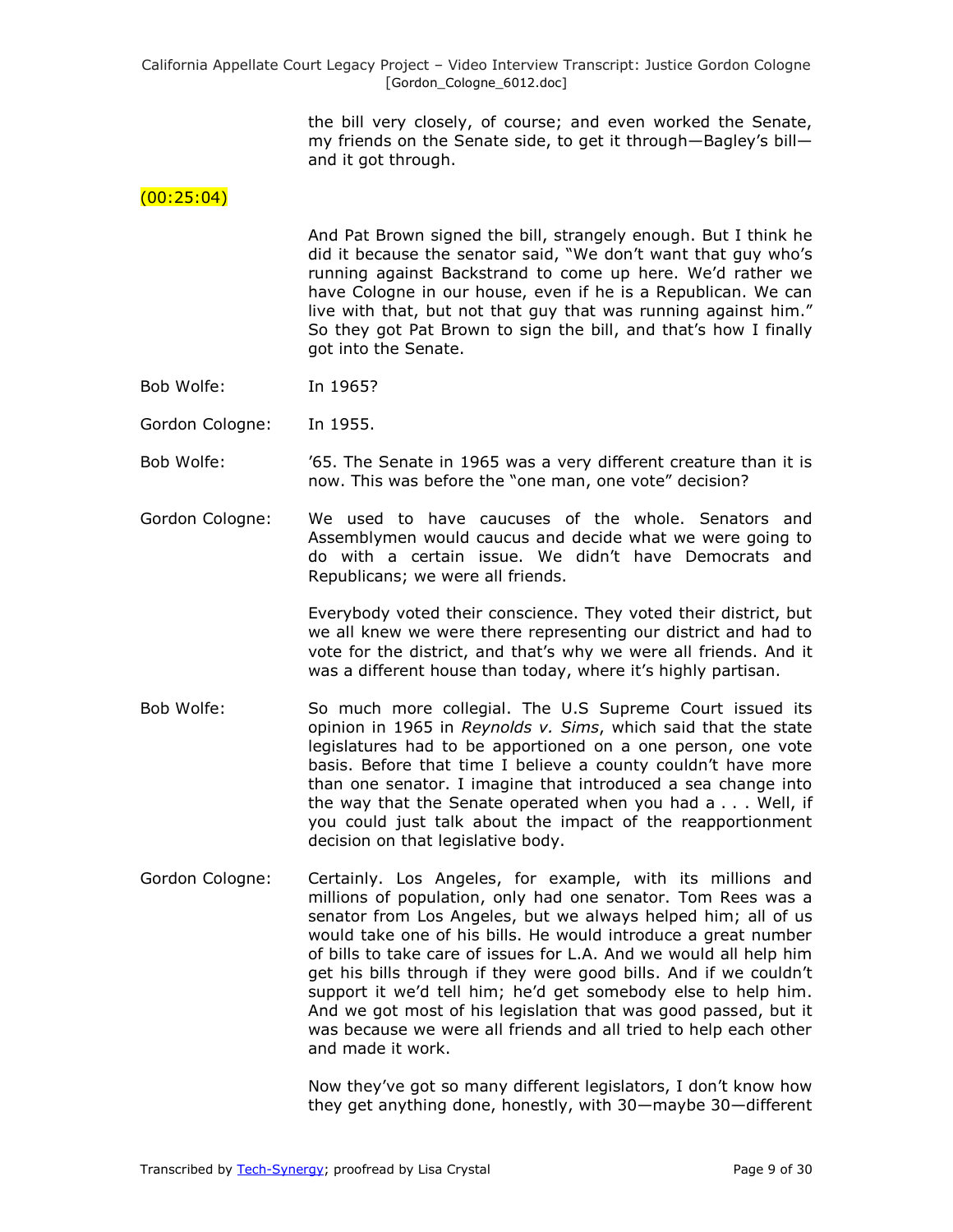the bill very closely, of course; and even worked the Senate, my friends on the Senate side, to get it through—Bagley's bill—and it got through.

(00:25:04)

And Pat Brown signed the bill, strangely enough. But I think he did it because the senator said, "We don't want that guy who's running against Backstrand to come up here. We'd rather we have Cologne in our house, even if he is a Republican. We can live with that, but not that guy that was running against him." So they got Pat Brown to sign the bill, and that's how I finally got into the Senate.

Bob Wolfe: In 1965?

Gordon Cologne: In 1955.

Bob Wolfe: '65. The Senate in 1965 was a very different creature than it is now. This was before the "one man, one vote" decision?

Gordon Cologne: We used to have caucuses of the whole. Senators and Assemblymen would caucus and decide what we were going to do with a certain issue. We didn't have Democrats and Republicans; we were all friends.

Everybody voted their conscience. They voted their district, but we all knew we were there representing our district and had to vote for the district, and that's why we were all friends. And it was a different house than today, where it's highly partisan.

Bob Wolfe: So much more collegial. The U.S Supreme Court issued its opinion in 1965 in *Reynolds v. Sims*, which said that the state legislatures had to be apportioned on a one person, one vote basis. Before that time I believe a county couldn't have more than one senator. I imagine that introduced a sea change into the way that the Senate operated when you had a . . . Well, if you could just talk about the impact of the reapportionment decision on that legislative body.

Gordon Cologne: Certainly. Los Angeles, for example, with its millions and millions of population, only had one senator. Tom Rees was a senator from Los Angeles, but we always helped him; all of us would take one of his bills. He would introduce a great number of bills to take care of issues for L.A. And we would all help him get his bills through if they were good bills. And if we couldn't support it we'd tell him; he'd get somebody else to help him. And we got most of his legislation that was good passed, but it was because we were all friends and all tried to help each other and made it work.

Now they've got so many different legislators, I don't know how they get anything done, honestly, with 30—maybe 30—different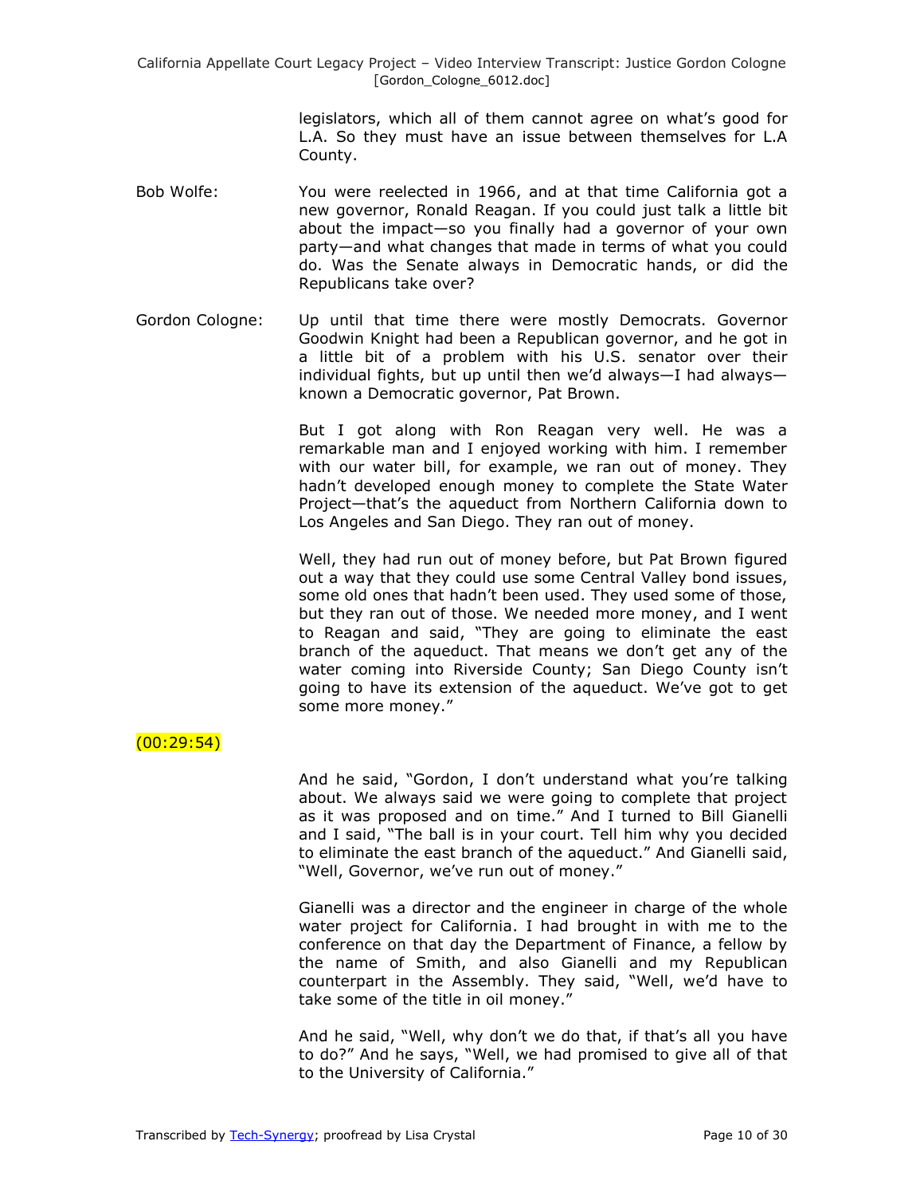legislators, which all of them cannot agree on what's good for L.A. So they must have an issue between themselves for L.A County.

Bob Wolfe: You were reelected in 1966, and at that time California got a new governor, Ronald Reagan. If you could just talk a little bit about the impact—so you finally had a governor of your own party—and what changes that made in terms of what you could do. Was the Senate always in Democratic hands, or did the Republicans take over?

Gordon Cologne: Up until that time there were mostly Democrats. Governor Goodwin Knight had been a Republican governor, and he got in a little bit of a problem with his U.S. senator over their individual fights, but up until then we'd always—I had always—known a Democratic governor, Pat Brown.

But I got along with Ron Reagan very well. He was a remarkable man and I enjoyed working with him. I remember with our water bill, for example, we ran out of money. They hadn't developed enough money to complete the State Water Project—that's the aqueduct from Northern California down to Los Angeles and San Diego. They ran out of money.

Well, they had run out of money before, but Pat Brown figured out a way that they could use some Central Valley bond issues, some old ones that hadn't been used. They used some of those, but they ran out of those. We needed more money, and I went to Reagan and said, "They are going to eliminate the east branch of the aqueduct. That means we don't get any of the water coming into Riverside County; San Diego County isn't going to have its extension of the aqueduct. We've got to get some more money."

(00:29:54)

And he said, "Gordon, I don't understand what you're talking about. We always said we were going to complete that project as it was proposed and on time." And I turned to Bill Gianelli and I said, "The ball is in your court. Tell him why you decided to eliminate the east branch of the aqueduct." And Gianelli said, "Well, Governor, we've run out of money."

Gianelli was a director and the engineer in charge of the whole water project for California. I had brought in with me to the conference on that day the Department of Finance, a fellow by the name of Smith, and also Gianelli and my Republican counterpart in the Assembly. They said, "Well, we'd have to take some of the title in oil money."

And he said, "Well, why don't we do that, if that's all you have to do?" And he says, "Well, we had promised to give all of that to the University of California."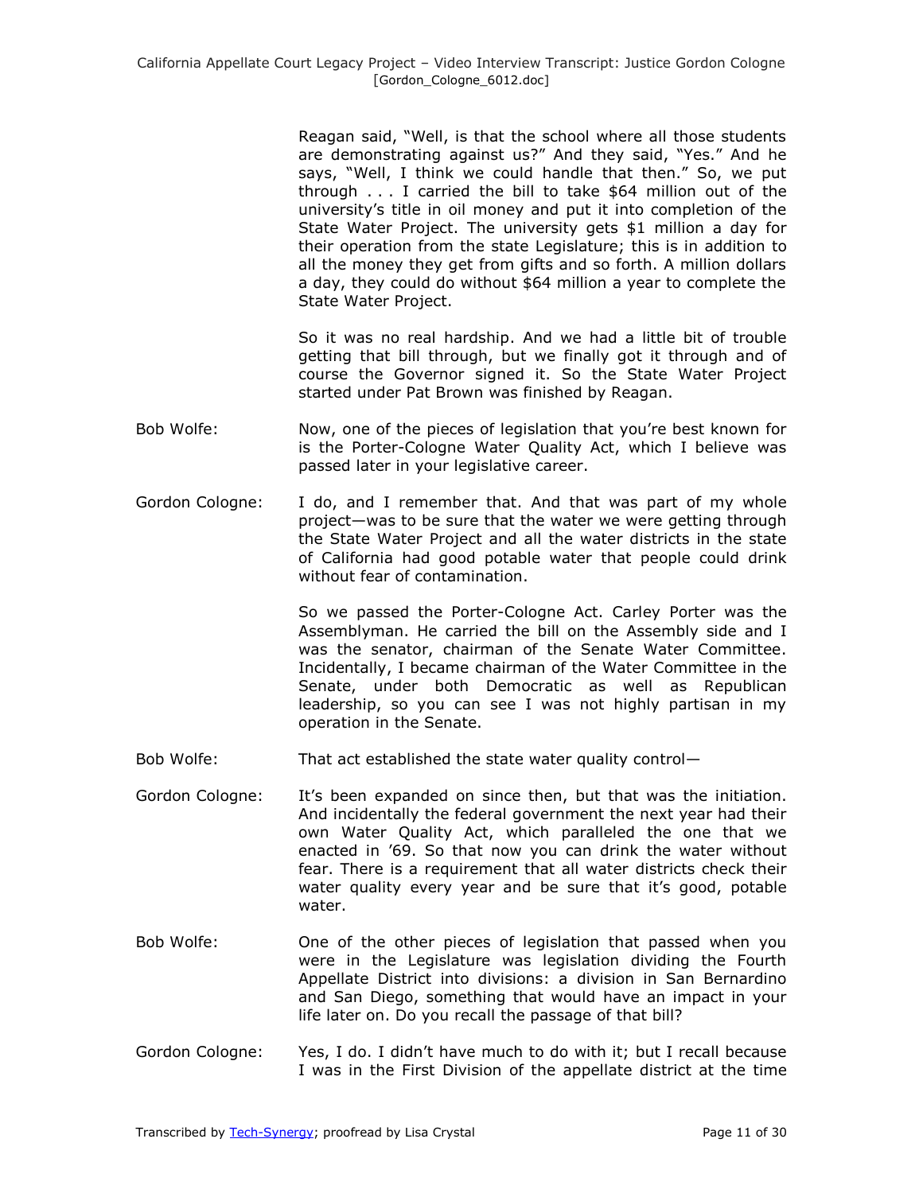Reagan said, "Well, is that the school where all those students are demonstrating against us?" And they said, "Yes." And he says, "Well, I think we could handle that then." So, we put through . . . I carried the bill to take $64 million out of the university's title in oil money and put it into completion of the State Water Project. The university gets $1 million a day for their operation from the state Legislature; this is in addition to all the money they get from gifts and so forth. A million dollars a day, they could do without $64 million a year to complete the State Water Project.

So it was no real hardship. And we had a little bit of trouble getting that bill through, but we finally got it through and of course the Governor signed it. So the State Water Project started under Pat Brown was finished by Reagan.

**Bob Wolfe:** Now, one of the pieces of legislation that you're best known for is the Porter-Cologne Water Quality Act, which I believe was passed later in your legislative career.

**Gordon Cologne:** I do, and I remember that. And that was part of my whole project—was to be sure that the water we were getting through the State Water Project and all the water districts in the state of California had good potable water that people could drink without fear of contamination.

So we passed the Porter-Cologne Act. Carley Porter was the Assemblyman. He carried the bill on the Assembly side and I was the senator, chairman of the Senate Water Committee. Incidentally, I became chairman of the Water Committee in the Senate, under both Democratic as well as Republican leadership, so you can see I was not highly partisan in my operation in the Senate.

**Bob Wolfe:** That act established the state water quality control—

**Gordon Cologne:** It's been expanded on since then, but that was the initiation. And incidentally the federal government the next year had their own Water Quality Act, which paralleled the one that we enacted in '69. So that now you can drink the water without fear. There is a requirement that all water districts check their water quality every year and be sure that it's good, potable water.

**Bob Wolfe:** One of the other pieces of legislation that passed when you were in the Legislature was legislation dividing the Fourth Appellate District into divisions: a division in San Bernardino and San Diego, something that would have an impact in your life later on. Do you recall the passage of that bill?

**Gordon Cologne:** Yes, I do. I didn't have much to do with it; but I recall because I was in the First Division of the appellate district at the time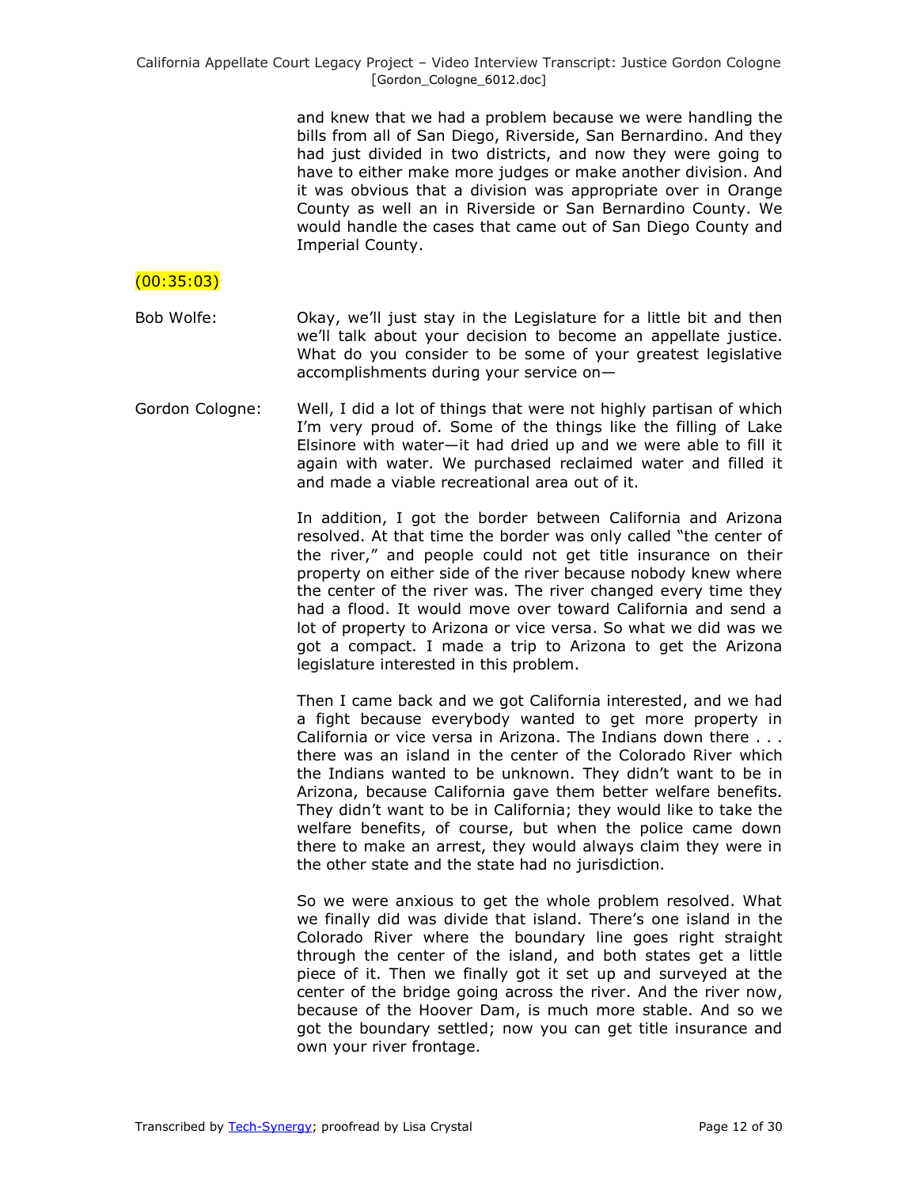and knew that we had a problem because we were handling the bills from all of San Diego, Riverside, San Bernardino. And they had just divided in two districts, and now they were going to have to either make more judges or make another division. And it was obvious that a division was appropriate over in Orange County as well an in Riverside or San Bernardino County. We would handle the cases that came out of San Diego County and Imperial County.

(00:35:03)

Bob Wolfe: Okay, we'll just stay in the Legislature for a little bit and then we'll talk about your decision to become an appellate justice. What do you consider to be some of your greatest legislative accomplishments during your service on—

Gordon Cologne: Well, I did a lot of things that were not highly partisan of which I'm very proud of. Some of the things like the filling of Lake Elsinore with water—it had dried up and we were able to fill it again with water. We purchased reclaimed water and filled it and made a viable recreational area out of it.

In addition, I got the border between California and Arizona resolved. At that time the border was only called "the center of the river," and people could not get title insurance on their property on either side of the river because nobody knew where the center of the river was. The river changed every time they had a flood. It would move over toward California and send a lot of property to Arizona or vice versa. So what we did was we got a compact. I made a trip to Arizona to get the Arizona legislature interested in this problem.

Then I came back and we got California interested, and we had a fight because everybody wanted to get more property in California or vice versa in Arizona. The Indians down there . . . there was an island in the center of the Colorado River which the Indians wanted to be unknown. They didn't want to be in Arizona, because California gave them better welfare benefits. They didn't want to be in California; they would like to take the welfare benefits, of course, but when the police came down there to make an arrest, they would always claim they were in the other state and the state had no jurisdiction.

So we were anxious to get the whole problem resolved. What we finally did was divide that island. There's one island in the Colorado River where the boundary line goes right straight through the center of the island, and both states get a little piece of it. Then we finally got it set up and surveyed at the center of the bridge going across the river. And the river now, because of the Hoover Dam, is much more stable. And so we got the boundary settled; now you can get title insurance and own your river frontage.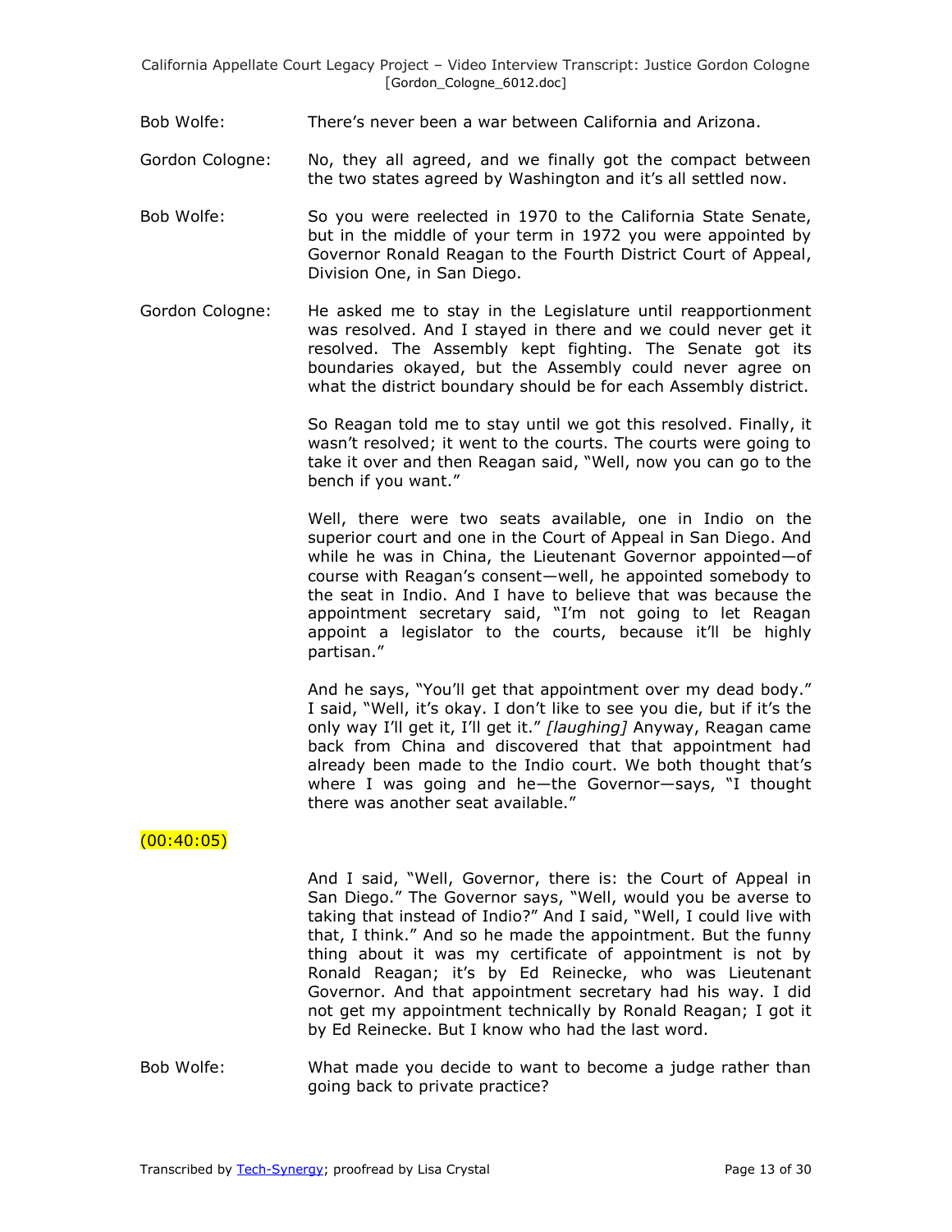Bob Wolfe: There's never been a war between California and Arizona.

Gordon Cologne: No, they all agreed, and we finally got the compact between the two states agreed by Washington and it's all settled now.

Bob Wolfe: So you were reelected in 1970 to the California State Senate, but in the middle of your term in 1972 you were appointed by Governor Ronald Reagan to the Fourth District Court of Appeal, Division One, in San Diego.

Gordon Cologne: He asked me to stay in the Legislature until reapportionment was resolved. And I stayed in there and we could never get it resolved. The Assembly kept fighting. The Senate got its boundaries okayed, but the Assembly could never agree on what the district boundary should be for each Assembly district.

So Reagan told me to stay until we got this resolved. Finally, it wasn't resolved; it went to the courts. The courts were going to take it over and then Reagan said, "Well, now you can go to the bench if you want."

Well, there were two seats available, one in Indio on the superior court and one in the Court of Appeal in San Diego. And while he was in China, the Lieutenant Governor appointed—of course with Reagan's consent—well, he appointed somebody to the seat in Indio. And I have to believe that was because the appointment secretary said, "I'm not going to let Reagan appoint a legislator to the courts, because it'll be highly partisan."

And he says, "You'll get that appointment over my dead body." I said, "Well, it's okay. I don't like to see you die, but if it's the only way I'll get it, I'll get it." *[laughing]* Anyway, Reagan came back from China and discovered that that appointment had already been made to the Indio court. We both thought that's where I was going and he—the Governor—says, "I thought there was another seat available."

(00:40:05)

And I said, "Well, Governor, there is: the Court of Appeal in San Diego." The Governor says, "Well, would you be averse to taking that instead of Indio?" And I said, "Well, I could live with that, I think." And so he made the appointment. But the funny thing about it was my certificate of appointment is not by Ronald Reagan; it's by Ed Reinecke, who was Lieutenant Governor. And that appointment secretary had his way. I did not get my appointment technically by Ronald Reagan; I got it by Ed Reinecke. But I know who had the last word.

Bob Wolfe: What made you decide to want to become a judge rather than going back to private practice?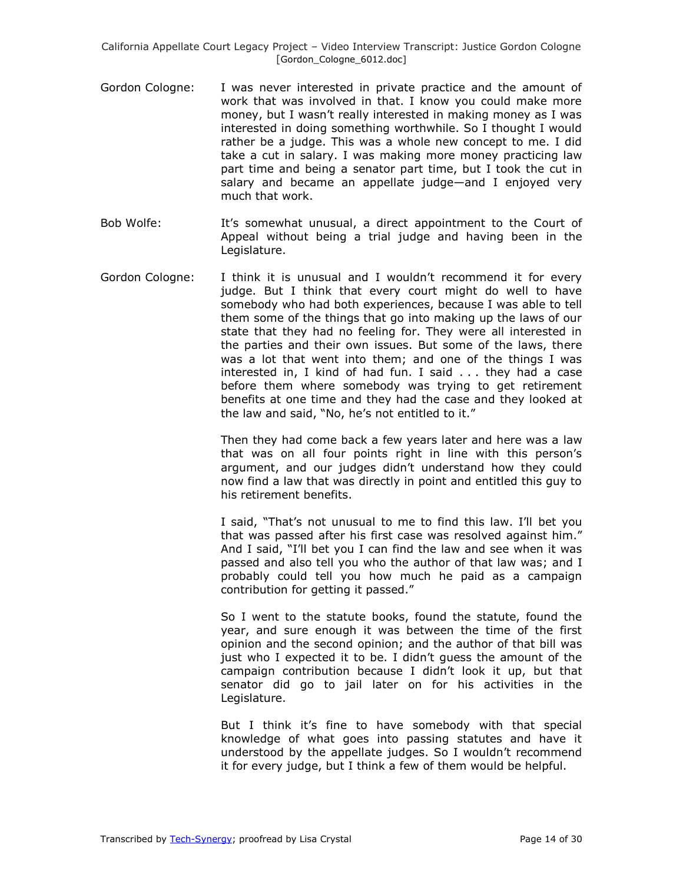**Gordon Cologne:** I was never interested in private practice and the amount of work that was involved in that. I know you could make more money, but I wasn't really interested in making money as I was interested in doing something worthwhile. So I thought I would rather be a judge. This was a whole new concept to me. I did take a cut in salary. I was making more money practicing law part time and being a senator part time, but I took the cut in salary and became an appellate judge—and I enjoyed very much that work.

**Bob Wolfe:** It's somewhat unusual, a direct appointment to the Court of Appeal without being a trial judge and having been in the Legislature.

**Gordon Cologne:** I think it is unusual and I wouldn't recommend it for every judge. But I think that every court might do well to have somebody who had both experiences, because I was able to tell them some of the things that go into making up the laws of our state that they had no feeling for. They were all interested in the parties and their own issues. But some of the laws, there was a lot that went into them; and one of the things I was interested in, I kind of had fun. I said . . . they had a case before them where somebody was trying to get retirement benefits at one time and they had the case and they looked at the law and said, "No, he's not entitled to it."

Then they had come back a few years later and here was a law that was on all four points right in line with this person's argument, and our judges didn't understand how they could now find a law that was directly in point and entitled this guy to his retirement benefits.

I said, "That's not unusual to me to find this law. I'll bet you that was passed after his first case was resolved against him." And I said, "I'll bet you I can find the law and see when it was passed and also tell you who the author of that law was; and I probably could tell you how much he paid as a campaign contribution for getting it passed."

So I went to the statute books, found the statute, found the year, and sure enough it was between the time of the first opinion and the second opinion; and the author of that bill was just who I expected it to be. I didn't guess the amount of the campaign contribution because I didn't look it up, but that senator did go to jail later on for his activities in the Legislature.

But I think it's fine to have somebody with that special knowledge of what goes into passing statutes and have it understood by the appellate judges. So I wouldn't recommend it for every judge, but I think a few of them would be helpful.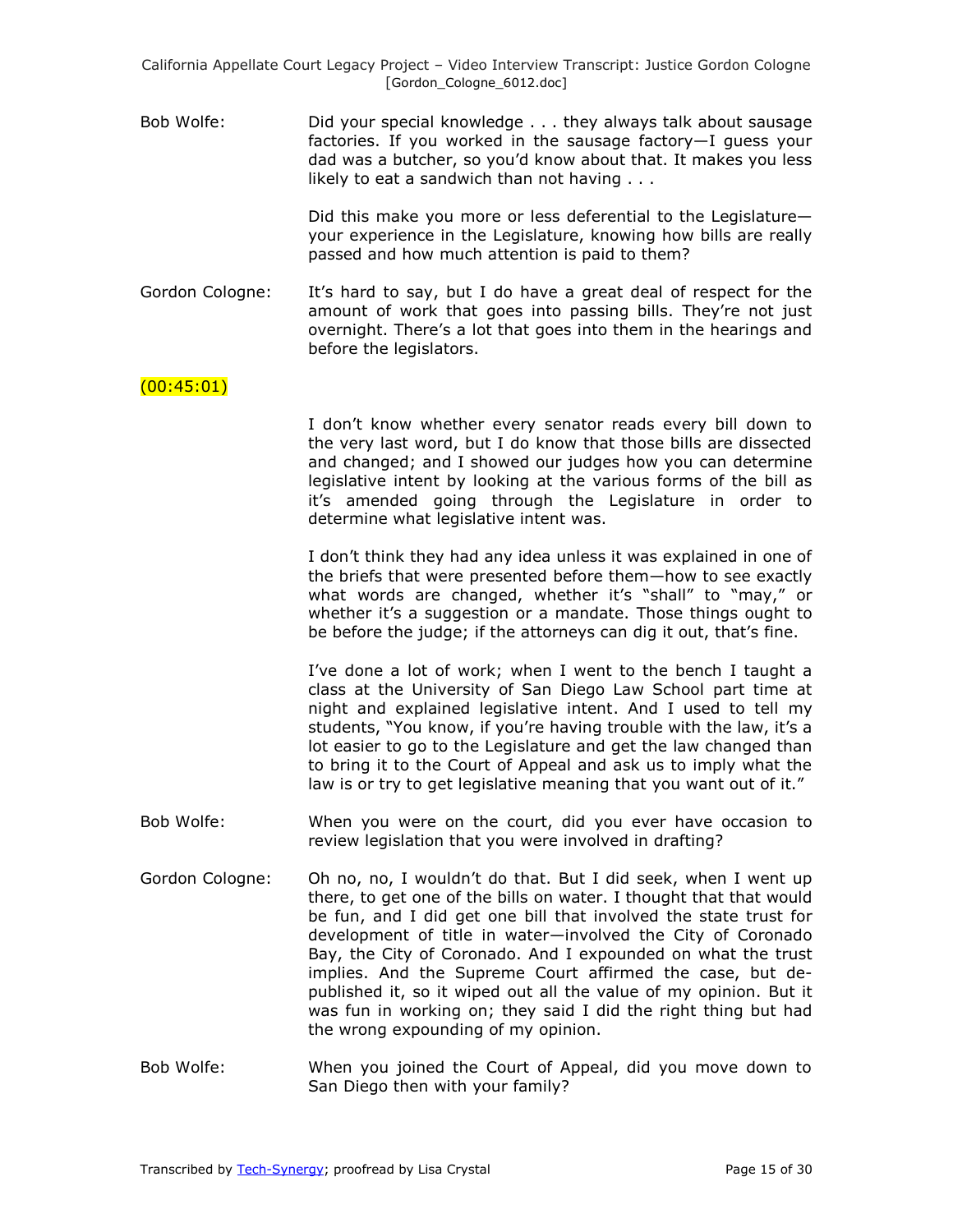**Bob Wolfe:** Did your special knowledge . . . they always talk about sausage factories. If you worked in the sausage factory—I guess your dad was a butcher, so you'd know about that. It makes you less likely to eat a sandwich than not having . . .

Did this make you more or less deferential to the Legislature—your experience in the Legislature, knowing how bills are really passed and how much attention is paid to them?

**Gordon Cologne:** It's hard to say, but I do have a great deal of respect for the amount of work that goes into passing bills. They're not just overnight. There's a lot that goes into them in the hearings and before the legislators.

(00:45:01)

I don't know whether every senator reads every bill down to the very last word, but I do know that those bills are dissected and changed; and I showed our judges how you can determine legislative intent by looking at the various forms of the bill as it's amended going through the Legislature in order to determine what legislative intent was.

I don't think they had any idea unless it was explained in one of the briefs that were presented before them—how to see exactly what words are changed, whether it's "shall" to "may," or whether it's a suggestion or a mandate. Those things ought to be before the judge; if the attorneys can dig it out, that's fine.

I've done a lot of work; when I went to the bench I taught a class at the University of San Diego Law School part time at night and explained legislative intent. And I used to tell my students, "You know, if you're having trouble with the law, it's a lot easier to go to the Legislature and get the law changed than to bring it to the Court of Appeal and ask us to imply what the law is or try to get legislative meaning that you want out of it."

**Bob Wolfe:** When you were on the court, did you ever have occasion to review legislation that you were involved in drafting?

**Gordon Cologne:** Oh no, no, I wouldn't do that. But I did seek, when I went up there, to get one of the bills on water. I thought that that would be fun, and I did get one bill that involved the state trust for development of title in water—involved the City of Coronado Bay, the City of Coronado. And I expounded on what the trust implies. And the Supreme Court affirmed the case, but de-published it, so it wiped out all the value of my opinion. But it was fun in working on; they said I did the right thing but had the wrong expounding of my opinion.

**Bob Wolfe:** When you joined the Court of Appeal, did you move down to San Diego then with your family?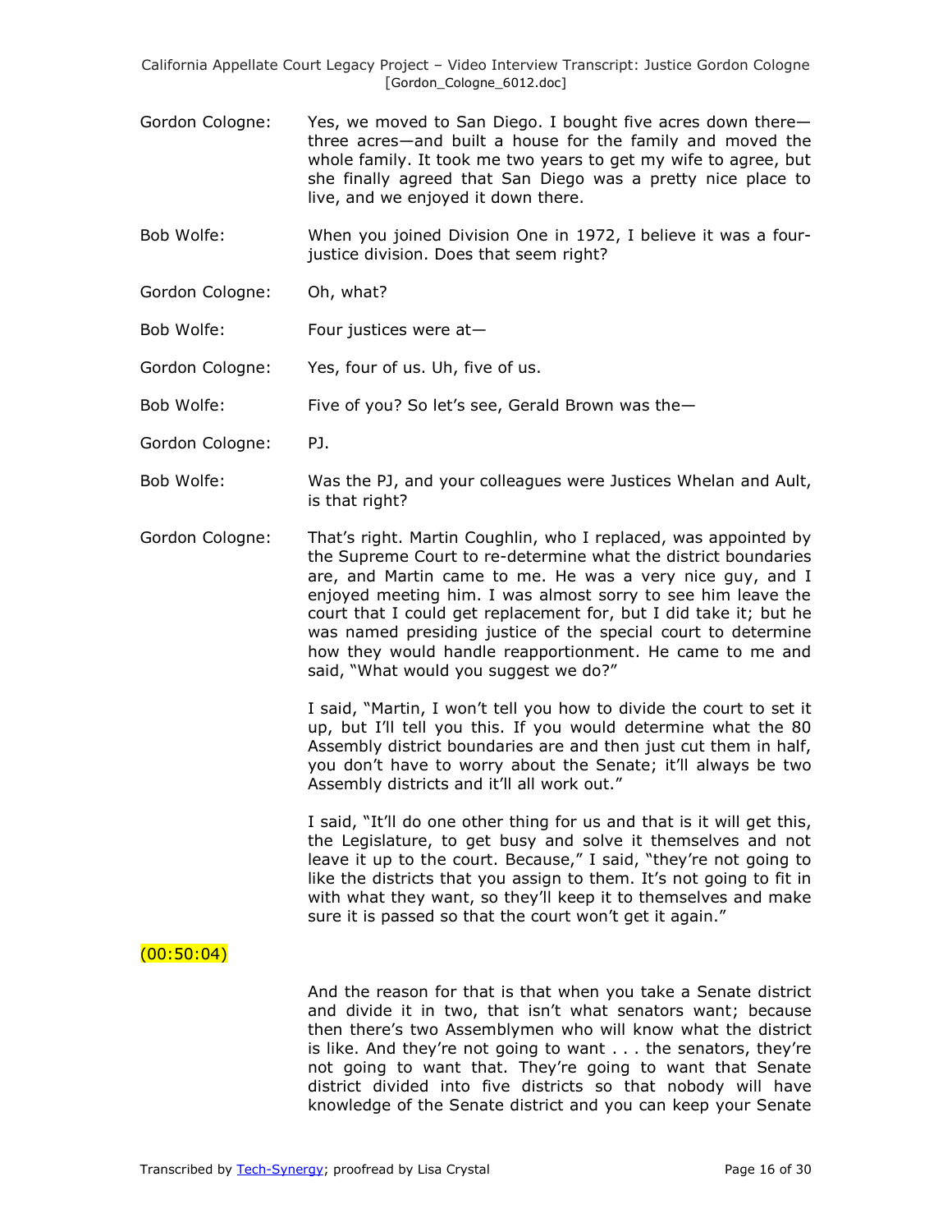Gordon Cologne: Yes, we moved to San Diego. I bought five acres down there—three acres—and built a house for the family and moved the whole family. It took me two years to get my wife to agree, but she finally agreed that San Diego was a pretty nice place to live, and we enjoyed it down there.

Bob Wolfe: When you joined Division One in 1972, I believe it was a four-justice division. Does that seem right?

Gordon Cologne: Oh, what?

Bob Wolfe: Four justices were at—

Gordon Cologne: Yes, four of us. Uh, five of us.

Bob Wolfe: Five of you? So let's see, Gerald Brown was the—

Gordon Cologne: PJ.

Bob Wolfe: Was the PJ, and your colleagues were Justices Whelan and Ault, is that right?

Gordon Cologne: That's right. Martin Coughlin, who I replaced, was appointed by the Supreme Court to re-determine what the district boundaries are, and Martin came to me. He was a very nice guy, and I enjoyed meeting him. I was almost sorry to see him leave the court that I could get replacement for, but I did take it; but he was named presiding justice of the special court to determine how they would handle reapportionment. He came to me and said, "What would you suggest we do?"

I said, "Martin, I won't tell you how to divide the court to set it up, but I'll tell you this. If you would determine what the 80 Assembly district boundaries are and then just cut them in half, you don't have to worry about the Senate; it'll always be two Assembly districts and it'll all work out."

I said, "It'll do one other thing for us and that is it will get this, the Legislature, to get busy and solve it themselves and not leave it up to the court. Because," I said, "they're not going to like the districts that you assign to them. It's not going to fit in with what they want, so they'll keep it to themselves and make sure it is passed so that the court won't get it again."

(00:50:04)

And the reason for that is that when you take a Senate district and divide it in two, that isn't what senators want; because then there's two Assemblymen who will know what the district is like. And they're not going to want . . . the senators, they're not going to want that. They're going to want that Senate district divided into five districts so that nobody will have knowledge of the Senate district and you can keep your Senate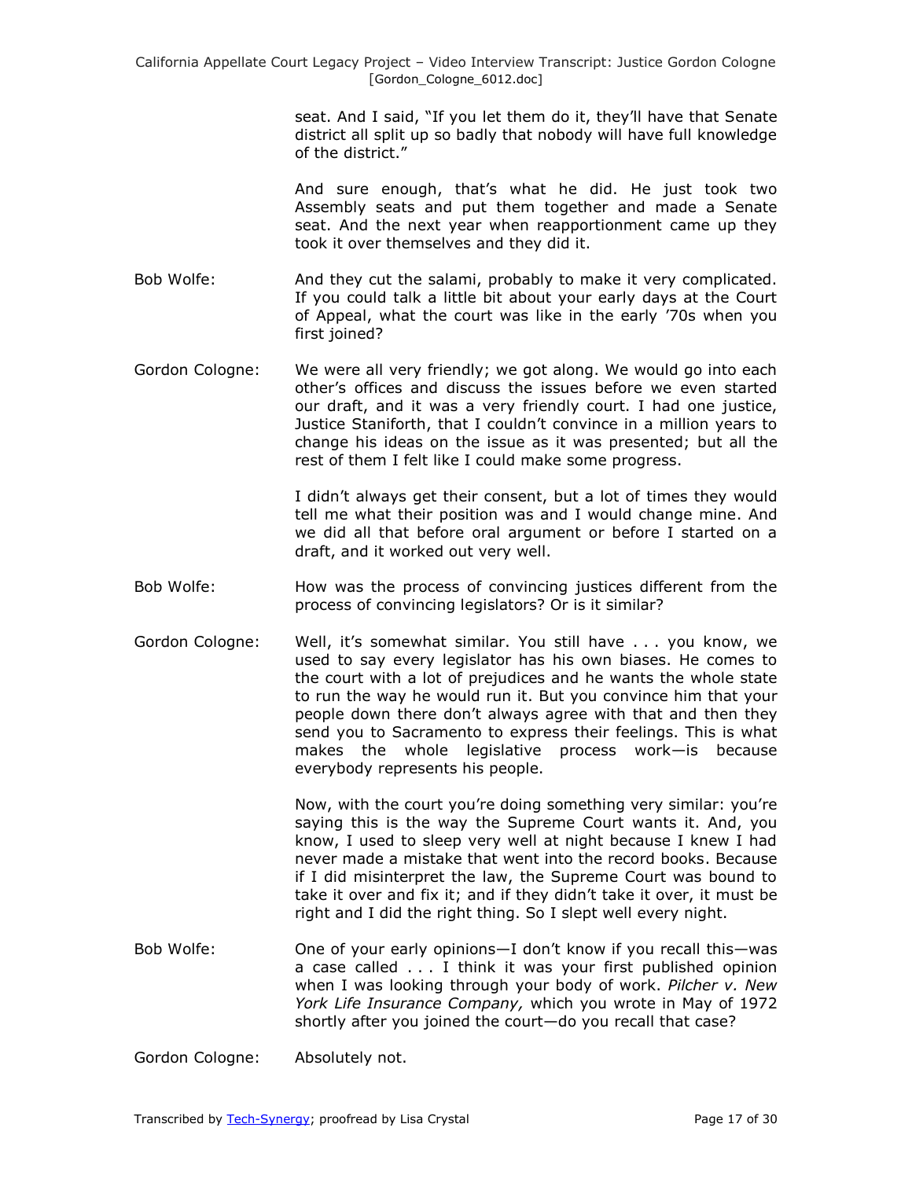seat. And I said, "If you let them do it, they'll have that Senate district all split up so badly that nobody will have full knowledge of the district."

And sure enough, that's what he did. He just took two Assembly seats and put them together and made a Senate seat. And the next year when reapportionment came up they took it over themselves and they did it.

Bob Wolfe: And they cut the salami, probably to make it very complicated. If you could talk a little bit about your early days at the Court of Appeal, what the court was like in the early '70s when you first joined?

Gordon Cologne: We were all very friendly; we got along. We would go into each other's offices and discuss the issues before we even started our draft, and it was a very friendly court. I had one justice, Justice Staniforth, that I couldn't convince in a million years to change his ideas on the issue as it was presented; but all the rest of them I felt like I could make some progress.

I didn't always get their consent, but a lot of times they would tell me what their position was and I would change mine. And we did all that before oral argument or before I started on a draft, and it worked out very well.

Bob Wolfe: How was the process of convincing justices different from the process of convincing legislators? Or is it similar?

Gordon Cologne: Well, it's somewhat similar. You still have . . . you know, we used to say every legislator has his own biases. He comes to the court with a lot of prejudices and he wants the whole state to run the way he would run it. But you convince him that your people down there don't always agree with that and then they send you to Sacramento to express their feelings. This is what makes the whole legislative process work—is because everybody represents his people.

Now, with the court you're doing something very similar: you're saying this is the way the Supreme Court wants it. And, you know, I used to sleep very well at night because I knew I had never made a mistake that went into the record books. Because if I did misinterpret the law, the Supreme Court was bound to take it over and fix it; and if they didn't take it over, it must be right and I did the right thing. So I slept well every night.

Bob Wolfe: One of your early opinions—I don't know if you recall this—was a case called . . . I think it was your first published opinion when I was looking through your body of work. *Pilcher v. New York Life Insurance Company,* which you wrote in May of 1972 shortly after you joined the court—do you recall that case?

Gordon Cologne: Absolutely not.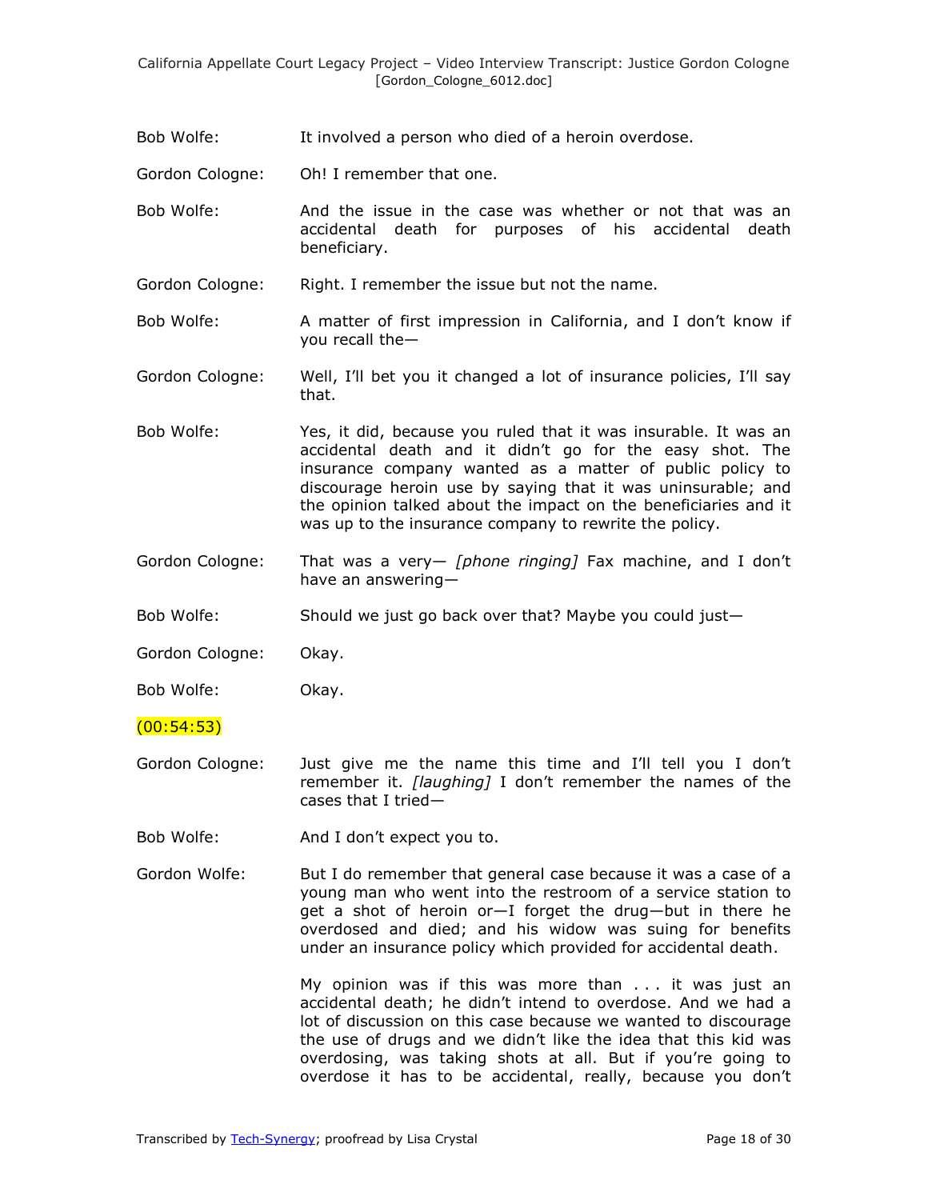Bob Wolfe: It involved a person who died of a heroin overdose.

Gordon Cologne: Oh! I remember that one.

Bob Wolfe: And the issue in the case was whether or not that was an accidental death for purposes of his accidental death beneficiary.

Gordon Cologne: Right. I remember the issue but not the name.

Bob Wolfe: A matter of first impression in California, and I don't know if you recall the—

Gordon Cologne: Well, I'll bet you it changed a lot of insurance policies, I'll say that.

Bob Wolfe: Yes, it did, because you ruled that it was insurable. It was an accidental death and it didn't go for the easy shot. The insurance company wanted as a matter of public policy to discourage heroin use by saying that it was uninsurable; and the opinion talked about the impact on the beneficiaries and it was up to the insurance company to rewrite the policy.

Gordon Cologne: That was a very— *[phone ringing]* Fax machine, and I don't have an answering—

Bob Wolfe: Should we just go back over that? Maybe you could just—

Gordon Cologne: Okay.

Bob Wolfe: Okay.

(00:54:53)

Gordon Cologne: Just give me the name this time and I'll tell you I don't remember it. *[laughing]* I don't remember the names of the cases that I tried—

Bob Wolfe: And I don't expect you to.

Gordon Wolfe: But I do remember that general case because it was a case of a young man who went into the restroom of a service station to get a shot of heroin or—I forget the drug—but in there he overdosed and died; and his widow was suing for benefits under an insurance policy which provided for accidental death.

My opinion was if this was more than . . . it was just an accidental death; he didn't intend to overdose. And we had a lot of discussion on this case because we wanted to discourage the use of drugs and we didn't like the idea that this kid was overdosing, was taking shots at all. But if you're going to overdose it has to be accidental, really, because you don't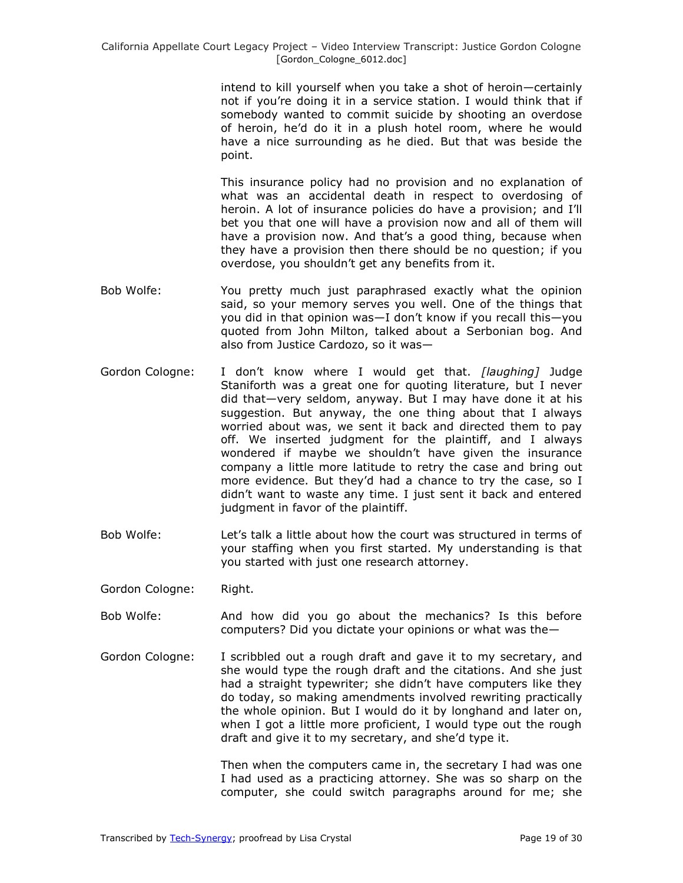intend to kill yourself when you take a shot of heroin—certainly not if you're doing it in a service station. I would think that if somebody wanted to commit suicide by shooting an overdose of heroin, he'd do it in a plush hotel room, where he would have a nice surrounding as he died. But that was beside the point.

This insurance policy had no provision and no explanation of what was an accidental death in respect to overdosing of heroin. A lot of insurance policies do have a provision; and I'll bet you that one will have a provision now and all of them will have a provision now. And that's a good thing, because when they have a provision then there should be no question; if you overdose, you shouldn't get any benefits from it.

**Bob Wolfe:** You pretty much just paraphrased exactly what the opinion said, so your memory serves you well. One of the things that you did in that opinion was—I don't know if you recall this—you quoted from John Milton, talked about a Serbonian bog. And also from Justice Cardozo, so it was—

**Gordon Cologne:** I don't know where I would get that. *[laughing]* Judge Staniforth was a great one for quoting literature, but I never did that—very seldom, anyway. But I may have done it at his suggestion. But anyway, the one thing about that I always worried about was, we sent it back and directed them to pay off. We inserted judgment for the plaintiff, and I always wondered if maybe we shouldn't have given the insurance company a little more latitude to retry the case and bring out more evidence. But they'd had a chance to try the case, so I didn't want to waste any time. I just sent it back and entered judgment in favor of the plaintiff.

**Bob Wolfe:** Let's talk a little about how the court was structured in terms of your staffing when you first started. My understanding is that you started with just one research attorney.

**Gordon Cologne:** Right.

**Bob Wolfe:** And how did you go about the mechanics? Is this before computers? Did you dictate your opinions or what was the—

**Gordon Cologne:** I scribbled out a rough draft and gave it to my secretary, and she would type the rough draft and the citations. And she just had a straight typewriter; she didn't have computers like they do today, so making amendments involved rewriting practically the whole opinion. But I would do it by longhand and later on, when I got a little more proficient, I would type out the rough draft and give it to my secretary, and she'd type it.

Then when the computers came in, the secretary I had was one I had used as a practicing attorney. She was so sharp on the computer, she could switch paragraphs around for me; she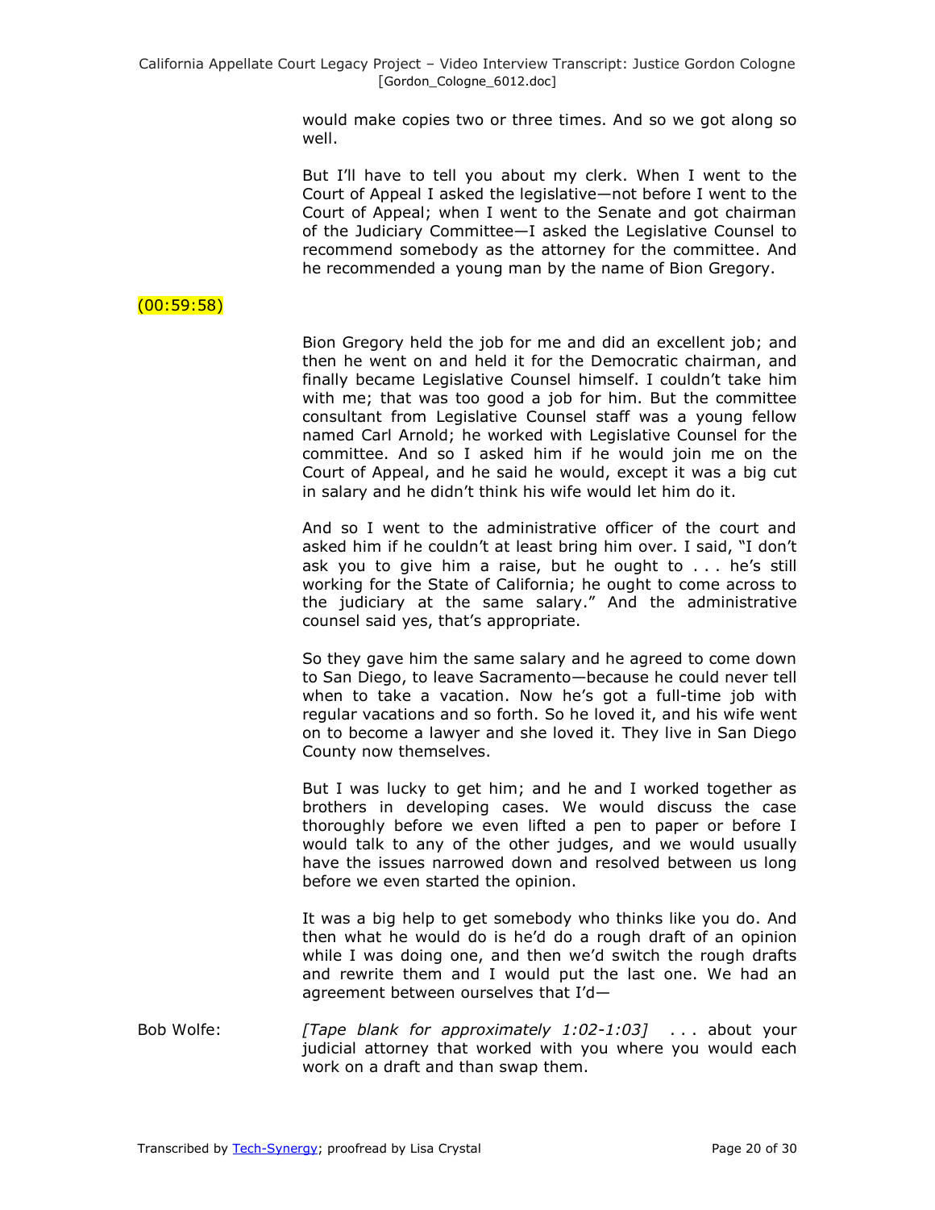would make copies two or three times. And so we got along so well.

But I'll have to tell you about my clerk. When I went to the Court of Appeal I asked the legislative—not before I went to the Court of Appeal; when I went to the Senate and got chairman of the Judiciary Committee—I asked the Legislative Counsel to recommend somebody as the attorney for the committee. And he recommended a young man by the name of Bion Gregory.

(00:59:58)

Bion Gregory held the job for me and did an excellent job; and then he went on and held it for the Democratic chairman, and finally became Legislative Counsel himself. I couldn't take him with me; that was too good a job for him. But the committee consultant from Legislative Counsel staff was a young fellow named Carl Arnold; he worked with Legislative Counsel for the committee. And so I asked him if he would join me on the Court of Appeal, and he said he would, except it was a big cut in salary and he didn't think his wife would let him do it.

And so I went to the administrative officer of the court and asked him if he couldn't at least bring him over. I said, "I don't ask you to give him a raise, but he ought to . . . he's still working for the State of California; he ought to come across to the judiciary at the same salary." And the administrative counsel said yes, that's appropriate.

So they gave him the same salary and he agreed to come down to San Diego, to leave Sacramento—because he could never tell when to take a vacation. Now he's got a full-time job with regular vacations and so forth. So he loved it, and his wife went on to become a lawyer and she loved it. They live in San Diego County now themselves.

But I was lucky to get him; and he and I worked together as brothers in developing cases. We would discuss the case thoroughly before we even lifted a pen to paper or before I would talk to any of the other judges, and we would usually have the issues narrowed down and resolved between us long before we even started the opinion.

It was a big help to get somebody who thinks like you do. And then what he would do is he'd do a rough draft of an opinion while I was doing one, and then we'd switch the rough drafts and rewrite them and I would put the last one. We had an agreement between ourselves that I'd—

Bob Wolfe: *[Tape blank for approximately 1:02-1:03]* . . . about your judicial attorney that worked with you where you would each work on a draft and than swap them.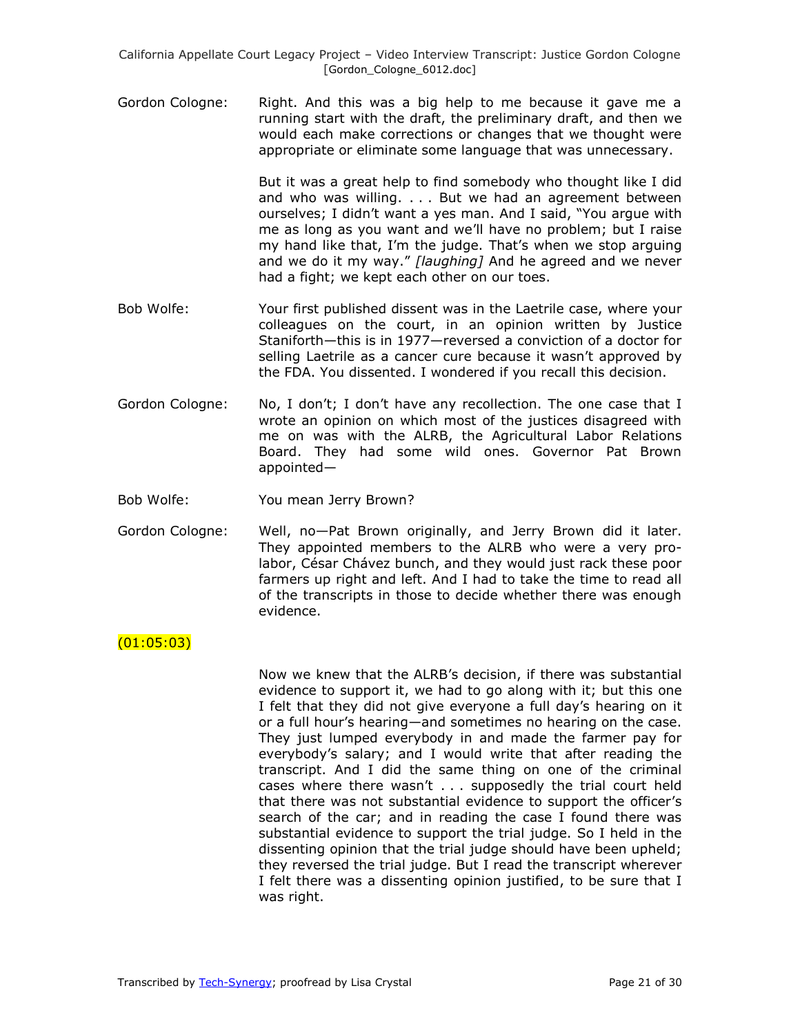Gordon Cologne: Right. And this was a big help to me because it gave me a running start with the draft, the preliminary draft, and then we would each make corrections or changes that we thought were appropriate or eliminate some language that was unnecessary.

But it was a great help to find somebody who thought like I did and who was willing. . . . But we had an agreement between ourselves; I didn't want a yes man. And I said, "You argue with me as long as you want and we'll have no problem; but I raise my hand like that, I'm the judge. That's when we stop arguing and we do it my way." *[laughing]* And he agreed and we never had a fight; we kept each other on our toes.

Bob Wolfe: Your first published dissent was in the Laetrile case, where your colleagues on the court, in an opinion written by Justice Staniforth—this is in 1977—reversed a conviction of a doctor for selling Laetrile as a cancer cure because it wasn't approved by the FDA. You dissented. I wondered if you recall this decision.

Gordon Cologne: No, I don't; I don't have any recollection. The one case that I wrote an opinion on which most of the justices disagreed with me on was with the ALRB, the Agricultural Labor Relations Board. They had some wild ones. Governor Pat Brown appointed—

Bob Wolfe: You mean Jerry Brown?

Gordon Cologne: Well, no—Pat Brown originally, and Jerry Brown did it later. They appointed members to the ALRB who were a very pro-labor, César Chávez bunch, and they would just rack these poor farmers up right and left. And I had to take the time to read all of the transcripts in those to decide whether there was enough evidence.

(01:05:03)

Now we knew that the ALRB's decision, if there was substantial evidence to support it, we had to go along with it; but this one I felt that they did not give everyone a full day's hearing on it or a full hour's hearing—and sometimes no hearing on the case. They just lumped everybody in and made the farmer pay for everybody's salary; and I would write that after reading the transcript. And I did the same thing on one of the criminal cases where there wasn't . . . supposedly the trial court held that there was not substantial evidence to support the officer's search of the car; and in reading the case I found there was substantial evidence to support the trial judge. So I held in the dissenting opinion that the trial judge should have been upheld; they reversed the trial judge. But I read the transcript wherever I felt there was a dissenting opinion justified, to be sure that I was right.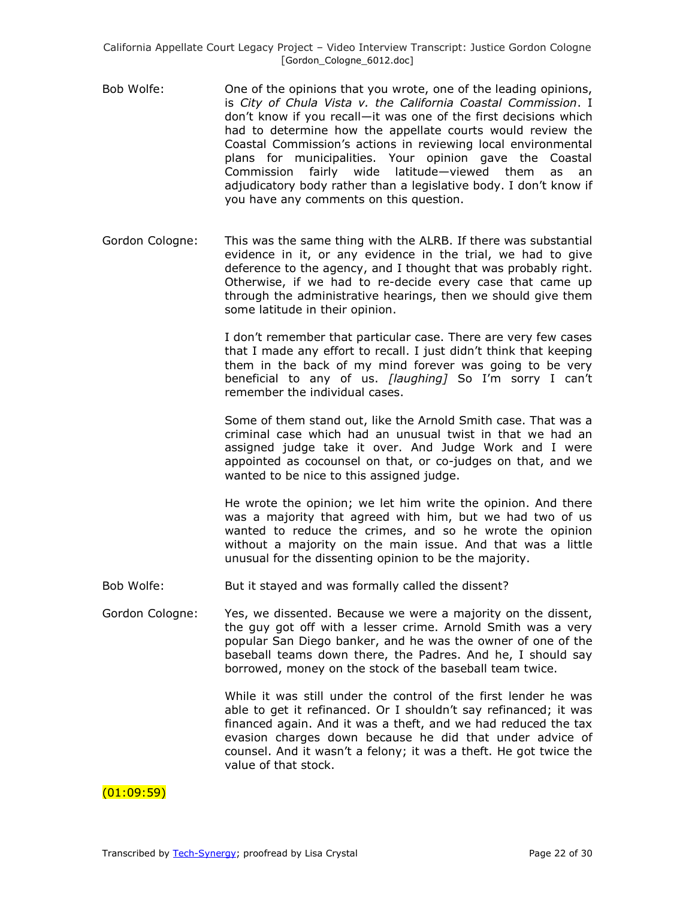Bob Wolfe: One of the opinions that you wrote, one of the leading opinions, is *City of Chula Vista v. the California Coastal Commission*. I don't know if you recall—it was one of the first decisions which had to determine how the appellate courts would review the Coastal Commission's actions in reviewing local environmental plans for municipalities. Your opinion gave the Coastal Commission fairly wide latitude—viewed them as an adjudicatory body rather than a legislative body. I don't know if you have any comments on this question.

Gordon Cologne: This was the same thing with the ALRB. If there was substantial evidence in it, or any evidence in the trial, we had to give deference to the agency, and I thought that was probably right. Otherwise, if we had to re-decide every case that came up through the administrative hearings, then we should give them some latitude in their opinion.

I don't remember that particular case. There are very few cases that I made any effort to recall. I just didn't think that keeping them in the back of my mind forever was going to be very beneficial to any of us. *[laughing]* So I'm sorry I can't remember the individual cases.

Some of them stand out, like the Arnold Smith case. That was a criminal case which had an unusual twist in that we had an assigned judge take it over. And Judge Work and I were appointed as cocounsel on that, or co-judges on that, and we wanted to be nice to this assigned judge.

He wrote the opinion; we let him write the opinion. And there was a majority that agreed with him, but we had two of us wanted to reduce the crimes, and so he wrote the opinion without a majority on the main issue. And that was a little unusual for the dissenting opinion to be the majority.

Bob Wolfe: But it stayed and was formally called the dissent?

Gordon Cologne: Yes, we dissented. Because we were a majority on the dissent, the guy got off with a lesser crime. Arnold Smith was a very popular San Diego banker, and he was the owner of one of the baseball teams down there, the Padres. And he, I should say borrowed, money on the stock of the baseball team twice.

While it was still under the control of the first lender he was able to get it refinanced. Or I shouldn't say refinanced; it was financed again. And it was a theft, and we had reduced the tax evasion charges down because he did that under advice of counsel. And it wasn't a felony; it was a theft. He got twice the value of that stock.

(01:09:59)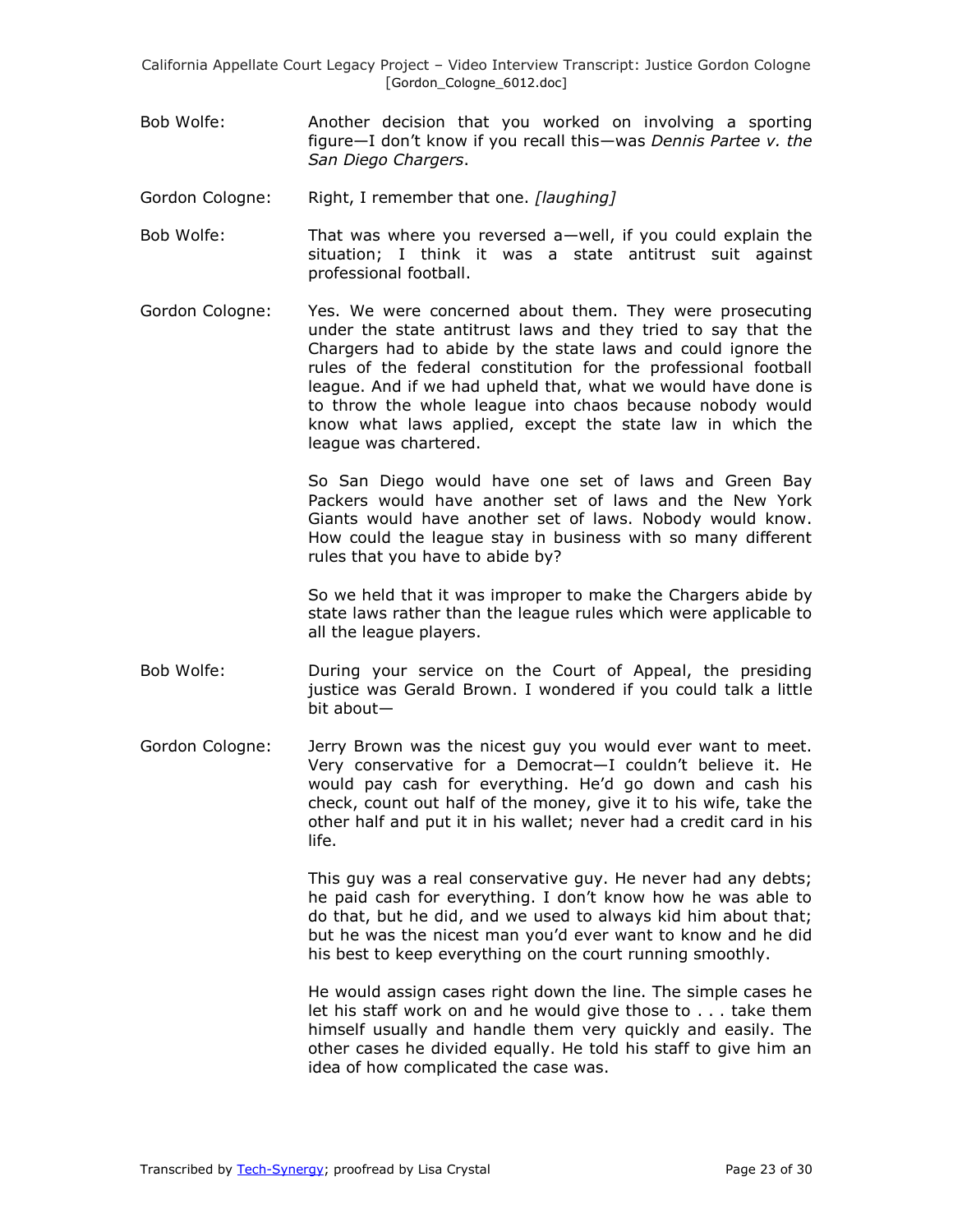Bob Wolfe: Another decision that you worked on involving a sporting figure—I don't know if you recall this—was *Dennis Partee v. the San Diego Chargers*.

Gordon Cologne: Right, I remember that one. *[laughing]*

Bob Wolfe: That was where you reversed a—well, if you could explain the situation; I think it was a state antitrust suit against professional football.

Gordon Cologne: Yes. We were concerned about them. They were prosecuting under the state antitrust laws and they tried to say that the Chargers had to abide by the state laws and could ignore the rules of the federal constitution for the professional football league. And if we had upheld that, what we would have done is to throw the whole league into chaos because nobody would know what laws applied, except the state law in which the league was chartered.

So San Diego would have one set of laws and Green Bay Packers would have another set of laws and the New York Giants would have another set of laws. Nobody would know. How could the league stay in business with so many different rules that you have to abide by?

So we held that it was improper to make the Chargers abide by state laws rather than the league rules which were applicable to all the league players.

Bob Wolfe: During your service on the Court of Appeal, the presiding justice was Gerald Brown. I wondered if you could talk a little bit about—

Gordon Cologne: Jerry Brown was the nicest guy you would ever want to meet. Very conservative for a Democrat—I couldn't believe it. He would pay cash for everything. He'd go down and cash his check, count out half of the money, give it to his wife, take the other half and put it in his wallet; never had a credit card in his life.

This guy was a real conservative guy. He never had any debts; he paid cash for everything. I don't know how he was able to do that, but he did, and we used to always kid him about that; but he was the nicest man you'd ever want to know and he did his best to keep everything on the court running smoothly.

He would assign cases right down the line. The simple cases he let his staff work on and he would give those to . . . take them himself usually and handle them very quickly and easily. The other cases he divided equally. He told his staff to give him an idea of how complicated the case was.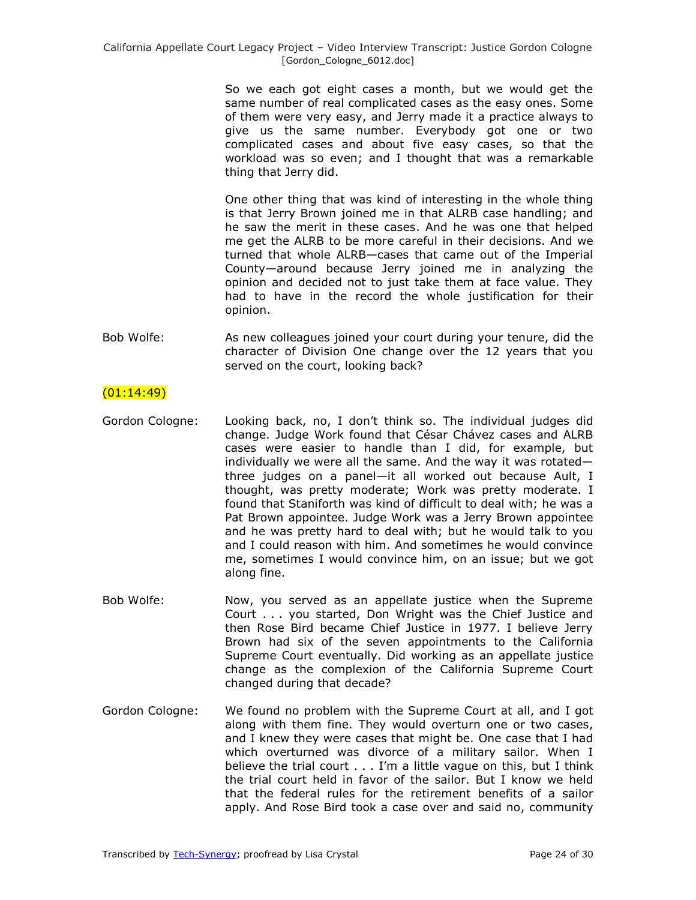So we each got eight cases a month, but we would get the same number of real complicated cases as the easy ones. Some of them were very easy, and Jerry made it a practice always to give us the same number. Everybody got one or two complicated cases and about five easy cases, so that the workload was so even; and I thought that was a remarkable thing that Jerry did.

One other thing that was kind of interesting in the whole thing is that Jerry Brown joined me in that ALRB case handling; and he saw the merit in these cases. And he was one that helped me get the ALRB to be more careful in their decisions. And we turned that whole ALRB—cases that came out of the Imperial County—around because Jerry joined me in analyzing the opinion and decided not to just take them at face value. They had to have in the record the whole justification for their opinion.

**Bob Wolfe:** As new colleagues joined your court during your tenure, did the character of Division One change over the 12 years that you served on the court, looking back?

(01:14:49)

**Gordon Cologne:** Looking back, no, I don't think so. The individual judges did change. Judge Work found that César Chávez cases and ALRB cases were easier to handle than I did, for example, but individually we were all the same. And the way it was rotated—three judges on a panel—it all worked out because Ault, I thought, was pretty moderate; Work was pretty moderate. I found that Staniforth was kind of difficult to deal with; he was a Pat Brown appointee. Judge Work was a Jerry Brown appointee and he was pretty hard to deal with; but he would talk to you and I could reason with him. And sometimes he would convince me, sometimes I would convince him, on an issue; but we got along fine.

**Bob Wolfe:** Now, you served as an appellate justice when the Supreme Court . . . you started, Don Wright was the Chief Justice and then Rose Bird became Chief Justice in 1977. I believe Jerry Brown had six of the seven appointments to the California Supreme Court eventually. Did working as an appellate justice change as the complexion of the California Supreme Court changed during that decade?

**Gordon Cologne:** We found no problem with the Supreme Court at all, and I got along with them fine. They would overturn one or two cases, and I knew they were cases that might be. One case that I had which overturned was divorce of a military sailor. When I believe the trial court . . . I'm a little vague on this, but I think the trial court held in favor of the sailor. But I know we held that the federal rules for the retirement benefits of a sailor apply. And Rose Bird took a case over and said no, community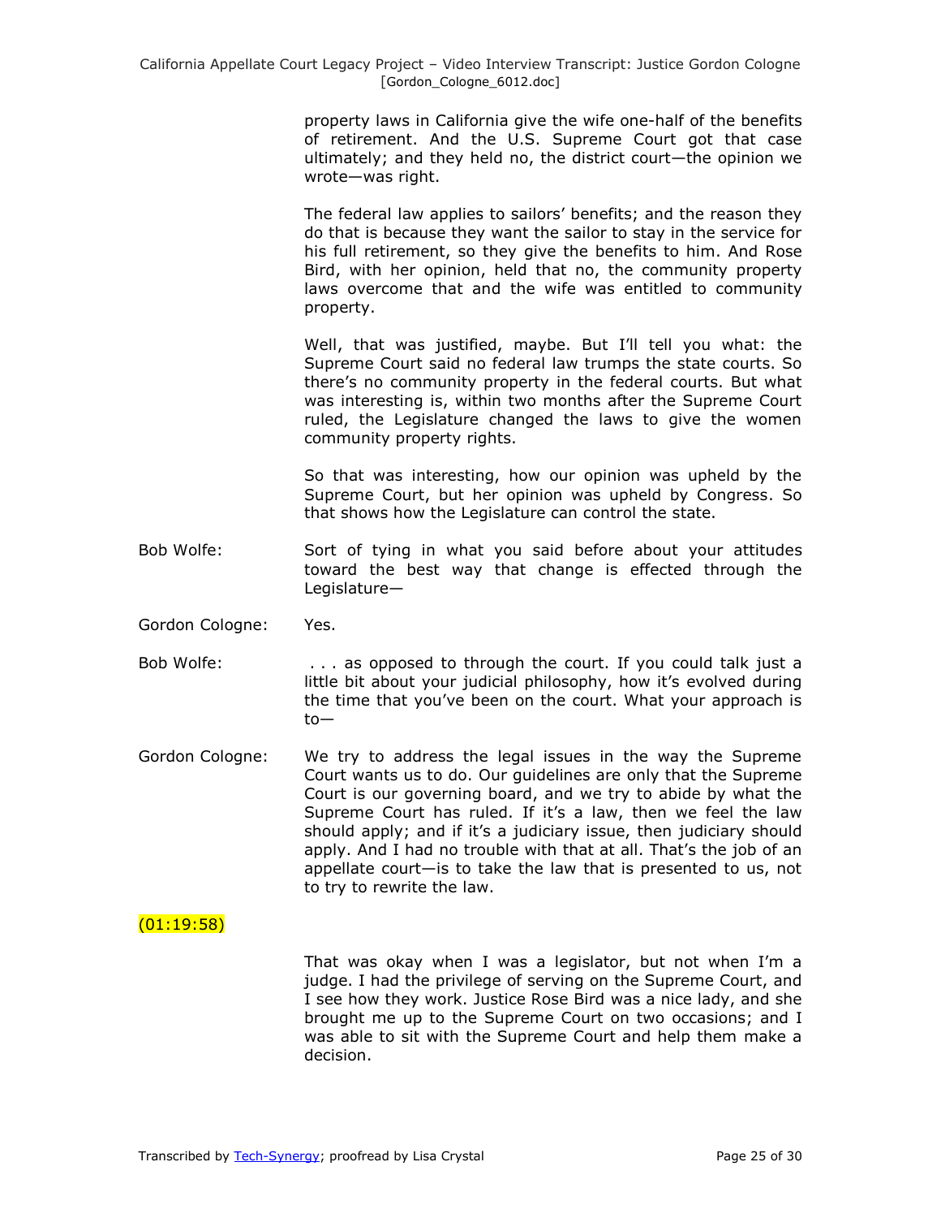property laws in California give the wife one-half of the benefits of retirement. And the U.S. Supreme Court got that case ultimately; and they held no, the district court—the opinion we wrote—was right.

The federal law applies to sailors' benefits; and the reason they do that is because they want the sailor to stay in the service for his full retirement, so they give the benefits to him. And Rose Bird, with her opinion, held that no, the community property laws overcome that and the wife was entitled to community property.

Well, that was justified, maybe. But I'll tell you what: the Supreme Court said no federal law trumps the state courts. So there's no community property in the federal courts. But what was interesting is, within two months after the Supreme Court ruled, the Legislature changed the laws to give the women community property rights.

So that was interesting, how our opinion was upheld by the Supreme Court, but her opinion was upheld by Congress. So that shows how the Legislature can control the state.

Bob Wolfe: Sort of tying in what you said before about your attitudes toward the best way that change is effected through the Legislature—

Gordon Cologne: Yes.

Bob Wolfe: . . . as opposed to through the court. If you could talk just a little bit about your judicial philosophy, how it's evolved during the time that you've been on the court. What your approach is to—

Gordon Cologne: We try to address the legal issues in the way the Supreme Court wants us to do. Our guidelines are only that the Supreme Court is our governing board, and we try to abide by what the Supreme Court has ruled. If it's a law, then we feel the law should apply; and if it's a judiciary issue, then judiciary should apply. And I had no trouble with that at all. That's the job of an appellate court—is to take the law that is presented to us, not to try to rewrite the law.

(01:19:58)

That was okay when I was a legislator, but not when I'm a judge. I had the privilege of serving on the Supreme Court, and I see how they work. Justice Rose Bird was a nice lady, and she brought me up to the Supreme Court on two occasions; and I was able to sit with the Supreme Court and help them make a decision.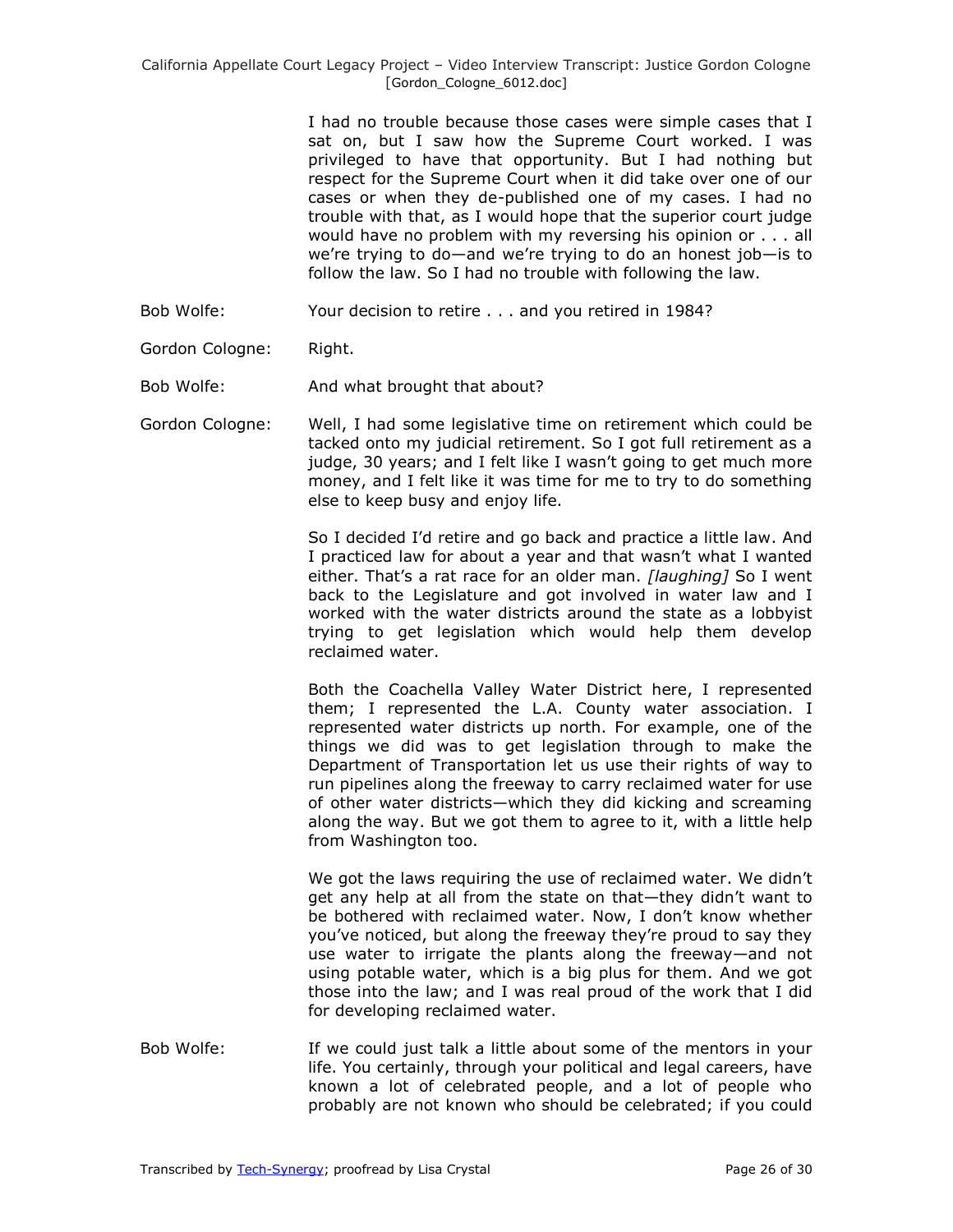I had no trouble because those cases were simple cases that I sat on, but I saw how the Supreme Court worked. I was privileged to have that opportunity. But I had nothing but respect for the Supreme Court when it did take over one of our cases or when they de-published one of my cases. I had no trouble with that, as I would hope that the superior court judge would have no problem with my reversing his opinion or . . . all we're trying to do—and we're trying to do an honest job—is to follow the law. So I had no trouble with following the law.

Bob Wolfe: Your decision to retire . . . and you retired in 1984?

Gordon Cologne: Right.

Bob Wolfe: And what brought that about?

Gordon Cologne: Well, I had some legislative time on retirement which could be tacked onto my judicial retirement. So I got full retirement as a judge, 30 years; and I felt like I wasn't going to get much more money, and I felt like it was time for me to try to do something else to keep busy and enjoy life.

So I decided I'd retire and go back and practice a little law. And I practiced law for about a year and that wasn't what I wanted either. That's a rat race for an older man. *[laughing]* So I went back to the Legislature and got involved in water law and I worked with the water districts around the state as a lobbyist trying to get legislation which would help them develop reclaimed water.

Both the Coachella Valley Water District here, I represented them; I represented the L.A. County water association. I represented water districts up north. For example, one of the things we did was to get legislation through to make the Department of Transportation let us use their rights of way to run pipelines along the freeway to carry reclaimed water for use of other water districts—which they did kicking and screaming along the way. But we got them to agree to it, with a little help from Washington too.

We got the laws requiring the use of reclaimed water. We didn't get any help at all from the state on that—they didn't want to be bothered with reclaimed water. Now, I don't know whether you've noticed, but along the freeway they're proud to say they use water to irrigate the plants along the freeway—and not using potable water, which is a big plus for them. And we got those into the law; and I was real proud of the work that I did for developing reclaimed water.

Bob Wolfe: If we could just talk a little about some of the mentors in your life. You certainly, through your political and legal careers, have known a lot of celebrated people, and a lot of people who probably are not known who should be celebrated; if you could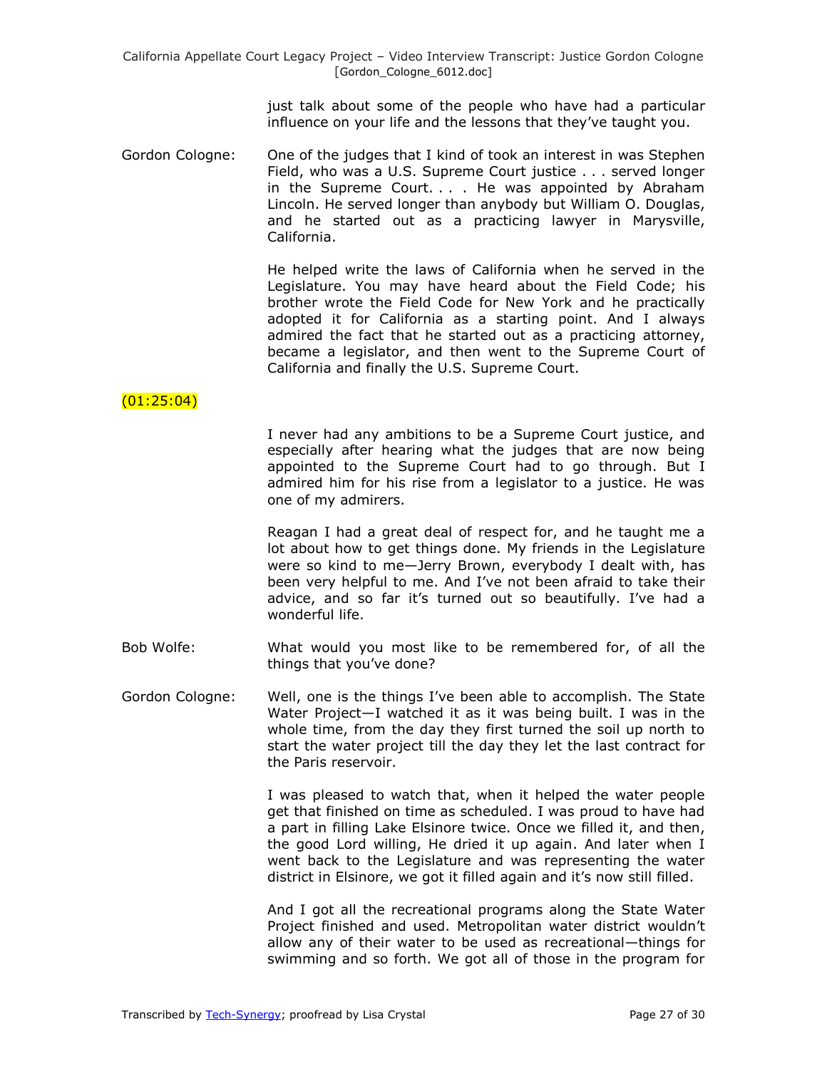just talk about some of the people who have had a particular influence on your life and the lessons that they've taught you.

Gordon Cologne: One of the judges that I kind of took an interest in was Stephen Field, who was a U.S. Supreme Court justice . . . served longer in the Supreme Court. . . . He was appointed by Abraham Lincoln. He served longer than anybody but William O. Douglas, and he started out as a practicing lawyer in Marysville, California.

He helped write the laws of California when he served in the Legislature. You may have heard about the Field Code; his brother wrote the Field Code for New York and he practically adopted it for California as a starting point. And I always admired the fact that he started out as a practicing attorney, became a legislator, and then went to the Supreme Court of California and finally the U.S. Supreme Court.

(01:25:04)

I never had any ambitions to be a Supreme Court justice, and especially after hearing what the judges that are now being appointed to the Supreme Court had to go through. But I admired him for his rise from a legislator to a justice. He was one of my admirers.

Reagan I had a great deal of respect for, and he taught me a lot about how to get things done. My friends in the Legislature were so kind to me—Jerry Brown, everybody I dealt with, has been very helpful to me. And I've not been afraid to take their advice, and so far it's turned out so beautifully. I've had a wonderful life.

Bob Wolfe: What would you most like to be remembered for, of all the things that you've done?

Gordon Cologne: Well, one is the things I've been able to accomplish. The State Water Project—I watched it as it was being built. I was in the whole time, from the day they first turned the soil up north to start the water project till the day they let the last contract for the Paris reservoir.

I was pleased to watch that, when it helped the water people get that finished on time as scheduled. I was proud to have had a part in filling Lake Elsinore twice. Once we filled it, and then, the good Lord willing, He dried it up again. And later when I went back to the Legislature and was representing the water district in Elsinore, we got it filled again and it's now still filled.

And I got all the recreational programs along the State Water Project finished and used. Metropolitan water district wouldn't allow any of their water to be used as recreational—things for swimming and so forth. We got all of those in the program for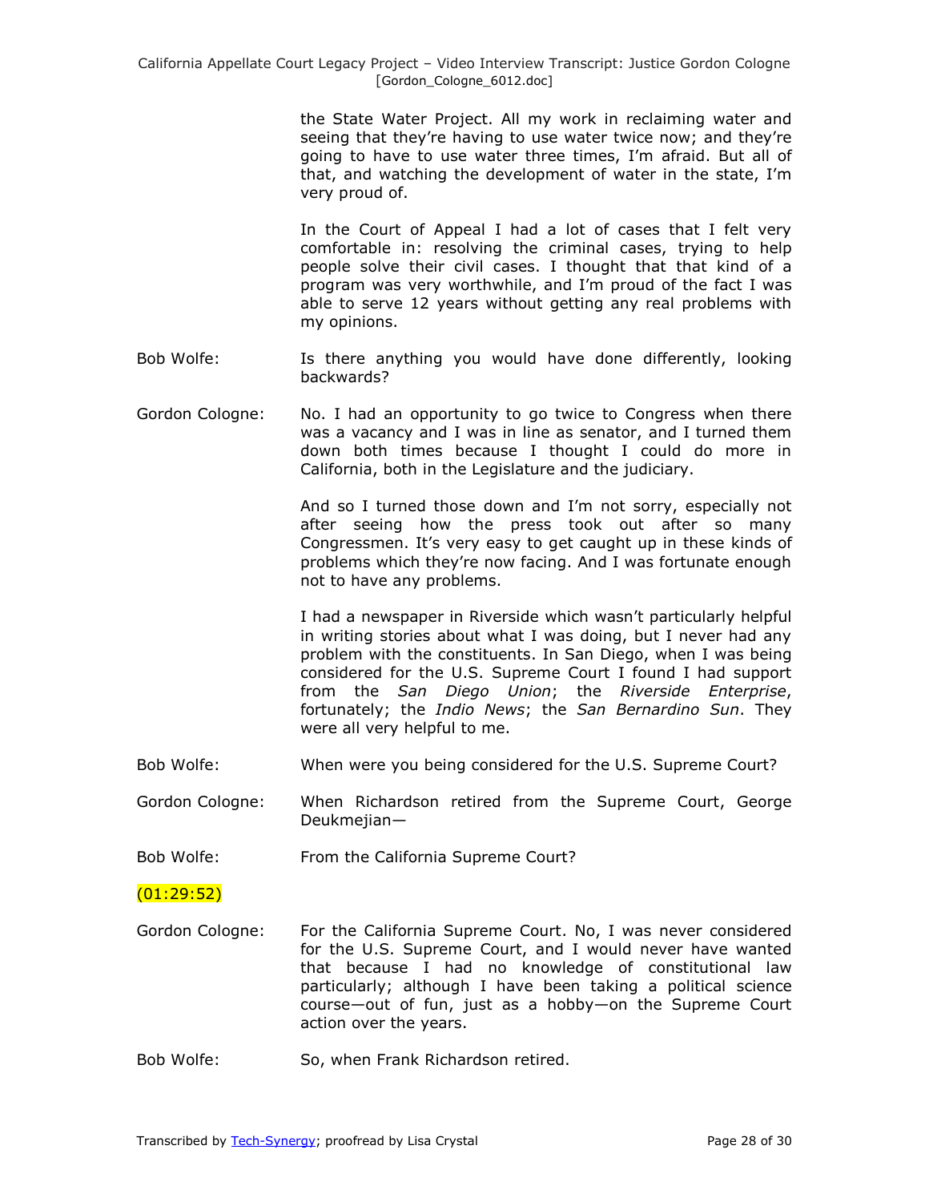the State Water Project. All my work in reclaiming water and seeing that they're having to use water twice now; and they're going to have to use water three times, I'm afraid. But all of that, and watching the development of water in the state, I'm very proud of.

In the Court of Appeal I had a lot of cases that I felt very comfortable in: resolving the criminal cases, trying to help people solve their civil cases. I thought that that kind of a program was very worthwhile, and I'm proud of the fact I was able to serve 12 years without getting any real problems with my opinions.

Bob Wolfe: Is there anything you would have done differently, looking backwards?

Gordon Cologne: No. I had an opportunity to go twice to Congress when there was a vacancy and I was in line as senator, and I turned them down both times because I thought I could do more in California, both in the Legislature and the judiciary.

And so I turned those down and I'm not sorry, especially not after seeing how the press took out after so many Congressmen. It's very easy to get caught up in these kinds of problems which they're now facing. And I was fortunate enough not to have any problems.

I had a newspaper in Riverside which wasn't particularly helpful in writing stories about what I was doing, but I never had any problem with the constituents. In San Diego, when I was being considered for the U.S. Supreme Court I found I had support from the *San Diego Union*; the *Riverside Enterprise*, fortunately; the *Indio News*; the *San Bernardino Sun*. They were all very helpful to me.

Bob Wolfe: When were you being considered for the U.S. Supreme Court?

Gordon Cologne: When Richardson retired from the Supreme Court, George Deukmejian—

Bob Wolfe: From the California Supreme Court?

(01:29:52)

Gordon Cologne: For the California Supreme Court. No, I was never considered for the U.S. Supreme Court, and I would never have wanted that because I had no knowledge of constitutional law particularly; although I have been taking a political science course—out of fun, just as a hobby—on the Supreme Court action over the years.

Bob Wolfe: So, when Frank Richardson retired.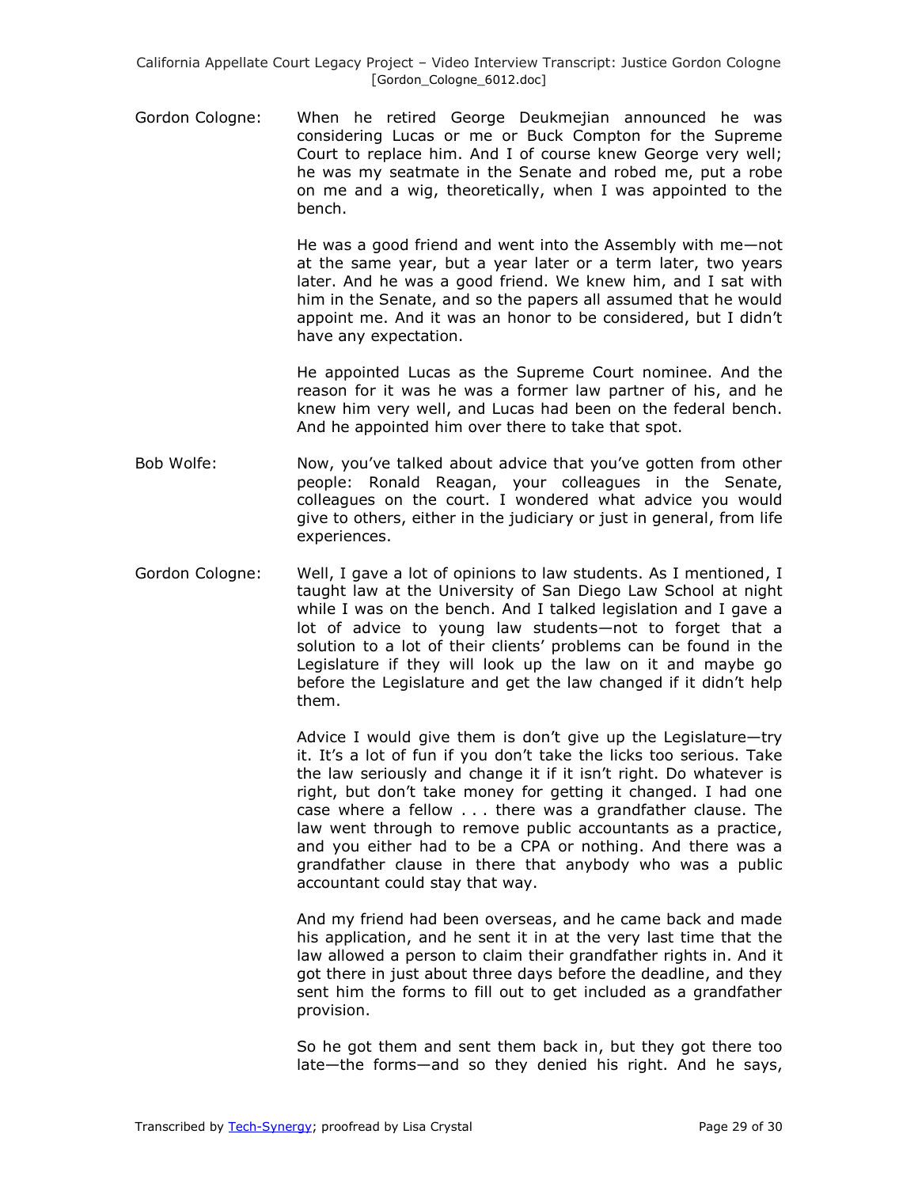Gordon Cologne: When he retired George Deukmejian announced he was considering Lucas or me or Buck Compton for the Supreme Court to replace him. And I of course knew George very well; he was my seatmate in the Senate and robed me, put a robe on me and a wig, theoretically, when I was appointed to the bench.

He was a good friend and went into the Assembly with me—not at the same year, but a year later or a term later, two years later. And he was a good friend. We knew him, and I sat with him in the Senate, and so the papers all assumed that he would appoint me. And it was an honor to be considered, but I didn't have any expectation.

He appointed Lucas as the Supreme Court nominee. And the reason for it was he was a former law partner of his, and he knew him very well, and Lucas had been on the federal bench. And he appointed him over there to take that spot.

Bob Wolfe: Now, you've talked about advice that you've gotten from other people: Ronald Reagan, your colleagues in the Senate, colleagues on the court. I wondered what advice you would give to others, either in the judiciary or just in general, from life experiences.

Gordon Cologne: Well, I gave a lot of opinions to law students. As I mentioned, I taught law at the University of San Diego Law School at night while I was on the bench. And I talked legislation and I gave a lot of advice to young law students—not to forget that a solution to a lot of their clients' problems can be found in the Legislature if they will look up the law on it and maybe go before the Legislature and get the law changed if it didn't help them.

Advice I would give them is don't give up the Legislature—try it. It's a lot of fun if you don't take the licks too serious. Take the law seriously and change it if it isn't right. Do whatever is right, but don't take money for getting it changed. I had one case where a fellow . . . there was a grandfather clause. The law went through to remove public accountants as a practice, and you either had to be a CPA or nothing. And there was a grandfather clause in there that anybody who was a public accountant could stay that way.

And my friend had been overseas, and he came back and made his application, and he sent it in at the very last time that the law allowed a person to claim their grandfather rights in. And it got there in just about three days before the deadline, and they sent him the forms to fill out to get included as a grandfather provision.

So he got them and sent them back in, but they got there too late—the forms—and so they denied his right. And he says,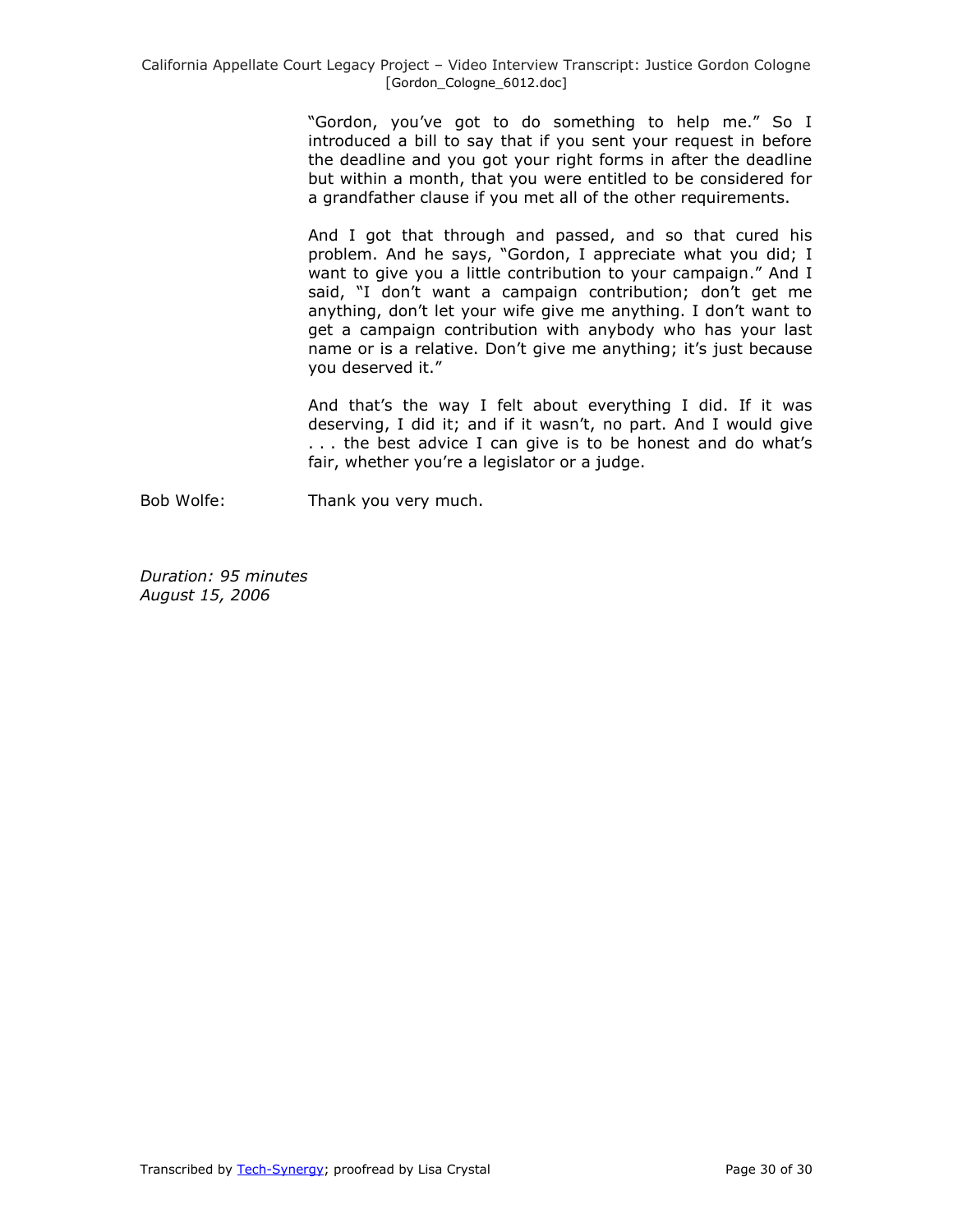"Gordon, you've got to do something to help me." So I introduced a bill to say that if you sent your request in before the deadline and you got your right forms in after the deadline but within a month, that you were entitled to be considered for a grandfather clause if you met all of the other requirements.

And I got that through and passed, and so that cured his problem. And he says, "Gordon, I appreciate what you did; I want to give you a little contribution to your campaign." And I said, "I don't want a campaign contribution; don't get me anything, don't let your wife give me anything. I don't want to get a campaign contribution with anybody who has your last name or is a relative. Don't give me anything; it's just because you deserved it."

And that's the way I felt about everything I did. If it was deserving, I did it; and if it wasn't, no part. And I would give . . . the best advice I can give is to be honest and do what's fair, whether you're a legislator or a judge.

Bob Wolfe: Thank you very much.

*Duration: 95 minutes*
*August 15, 2006*